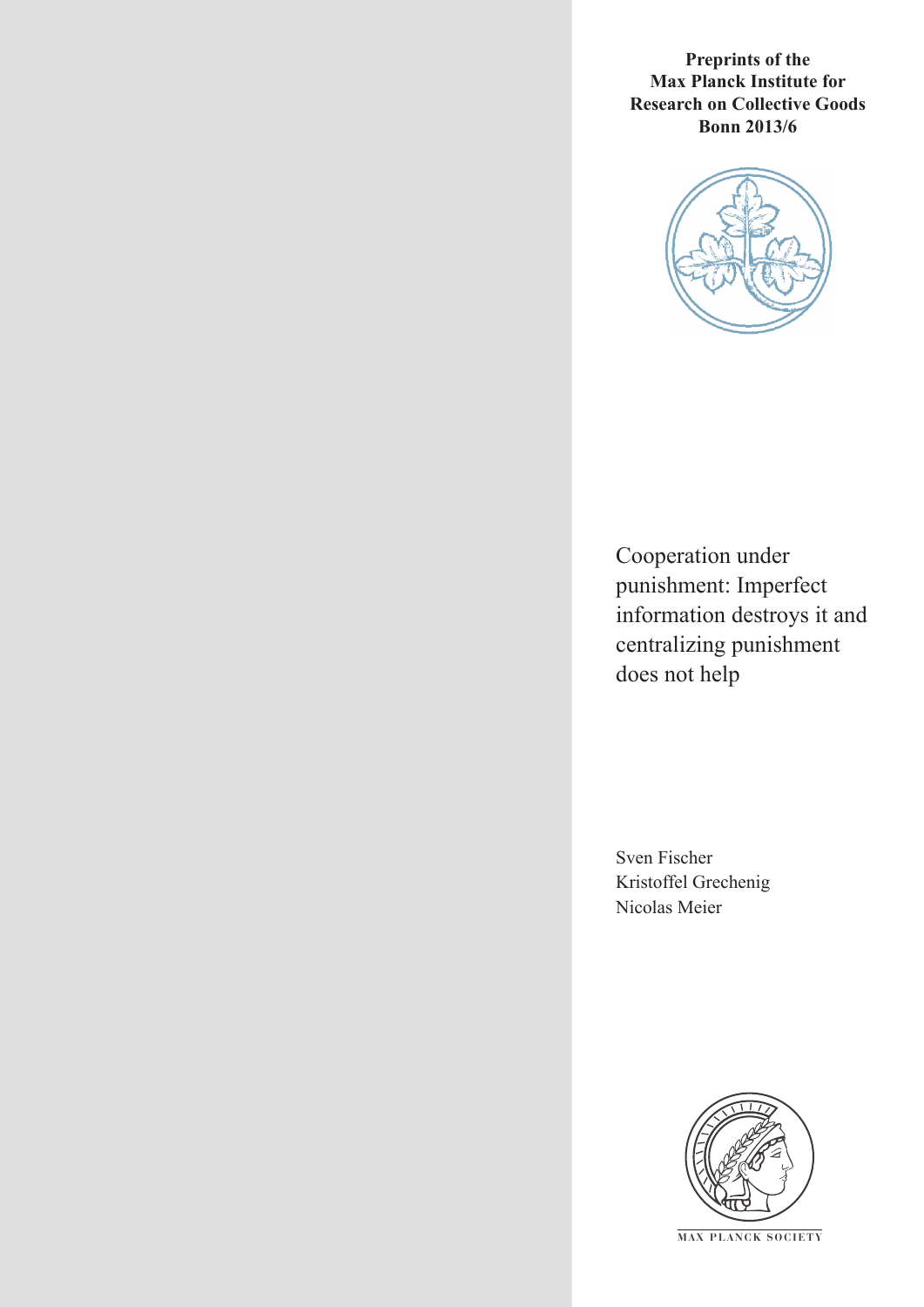**Preprints of the Max Planck Institute for Research on Collective Goods Bonn 2013/6**

# Cooperation under punishment: Imperfect information destroys it and centralizing punishment does not help

Sven Fischer
Kristoffel Grechenig
Nicolas Meier

MAX PLANCK SOCIETY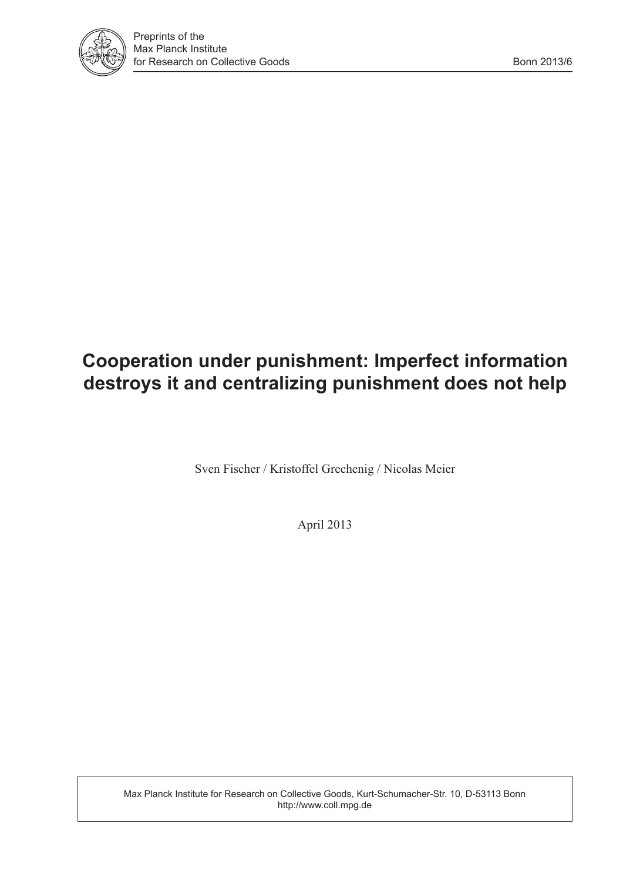Preprints of the
Max Planck Institute
for Research on Collective Goods

Bonn 2013/6

# Cooperation under punishment: Imperfect information destroys it and centralizing punishment does not help

Sven Fischer / Kristoffel Grechenig / Nicolas Meier

April 2013

Max Planck Institute for Research on Collective Goods, Kurt-Schumacher-Str. 10, D-53113 Bonn
http://www.coll.mpg.de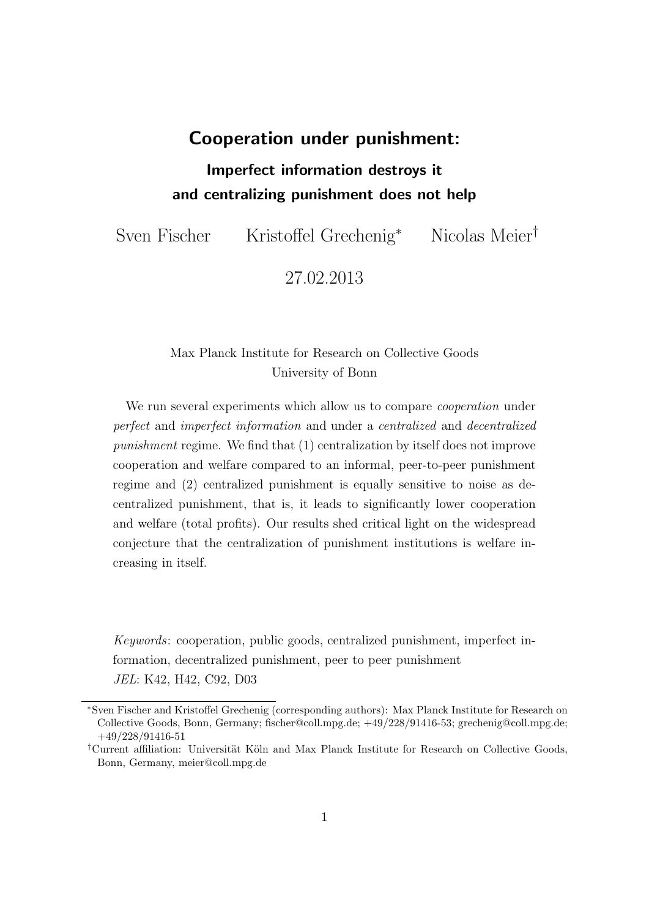# Cooperation under punishment:

## Imperfect information destroys it and centralizing punishment does not help

Sven Fischer  Kristoffel Grechenig*  Nicolas Meier†

27.02.2013

Max Planck Institute for Research on Collective Goods
University of Bonn

We run several experiments which allow us to compare *cooperation* under *perfect* and *imperfect information* and under a *centralized* and *decentralized punishment* regime. We find that (1) centralization by itself does not improve cooperation and welfare compared to an informal, peer-to-peer punishment regime and (2) centralized punishment is equally sensitive to noise as decentralized punishment, that is, it leads to significantly lower cooperation and welfare (total profits). Our results shed critical light on the widespread conjecture that the centralization of punishment institutions is welfare increasing in itself.

*Keywords*: cooperation, public goods, centralized punishment, imperfect information, decentralized punishment, peer to peer punishment
*JEL*: K42, H42, C92, D03

---

*Sven Fischer and Kristoffel Grechenig (corresponding authors): Max Planck Institute for Research on Collective Goods, Bonn, Germany; fischer@coll.mpg.de; +49/228/91416-53; grechenig@coll.mpg.de; +49/228/91416-51

†Current affiliation: Universität Köln and Max Planck Institute for Research on Collective Goods, Bonn, Germany, meier@coll.mpg.de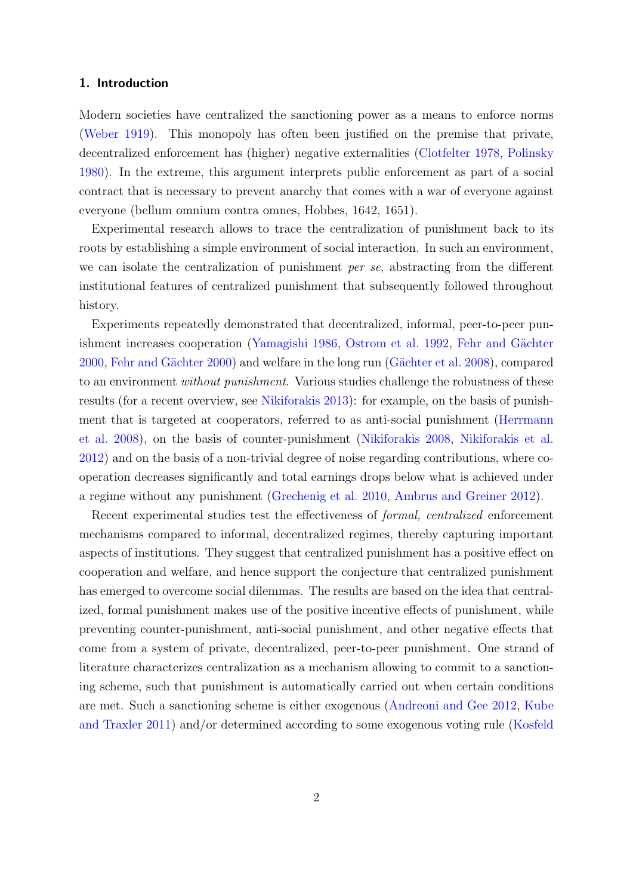## 1. Introduction

Modern societies have centralized the sanctioning power as a means to enforce norms (Weber 1919). This monopoly has often been justified on the premise that private, decentralized enforcement has (higher) negative externalities (Clotfelter 1978, Polinsky 1980). In the extreme, this argument interprets public enforcement as part of a social contract that is necessary to prevent anarchy that comes with a war of everyone against everyone (bellum omnium contra omnes, Hobbes, 1642, 1651).

Experimental research allows to trace the centralization of punishment back to its roots by establishing a simple environment of social interaction. In such an environment, we can isolate the centralization of punishment *per se*, abstracting from the different institutional features of centralized punishment that subsequently followed throughout history.

Experiments repeatedly demonstrated that decentralized, informal, peer-to-peer punishment increases cooperation (Yamagishi 1986, Ostrom et al. 1992, Fehr and Gächter 2000, Fehr and Gächter 2000) and welfare in the long run (Gächter et al. 2008), compared to an environment *without punishment*. Various studies challenge the robustness of these results (for a recent overview, see Nikiforakis 2013): for example, on the basis of punishment that is targeted at cooperators, referred to as anti-social punishment (Herrmann et al. 2008), on the basis of counter-punishment (Nikiforakis 2008, Nikiforakis et al. 2012) and on the basis of a non-trivial degree of noise regarding contributions, where cooperation decreases significantly and total earnings drops below what is achieved under a regime without any punishment (Grechenig et al. 2010, Ambrus and Greiner 2012).

Recent experimental studies test the effectiveness of *formal, centralized* enforcement mechanisms compared to informal, decentralized regimes, thereby capturing important aspects of institutions. They suggest that centralized punishment has a positive effect on cooperation and welfare, and hence support the conjecture that centralized punishment has emerged to overcome social dilemmas. The results are based on the idea that centralized, formal punishment makes use of the positive incentive effects of punishment, while preventing counter-punishment, anti-social punishment, and other negative effects that come from a system of private, decentralized, peer-to-peer punishment. One strand of literature characterizes centralization as a mechanism allowing to commit to a sanctioning scheme, such that punishment is automatically carried out when certain conditions are met. Such a sanctioning scheme is either exogenous (Andreoni and Gee 2012, Kube and Traxler 2011) and/or determined according to some exogenous voting rule (Kosfeld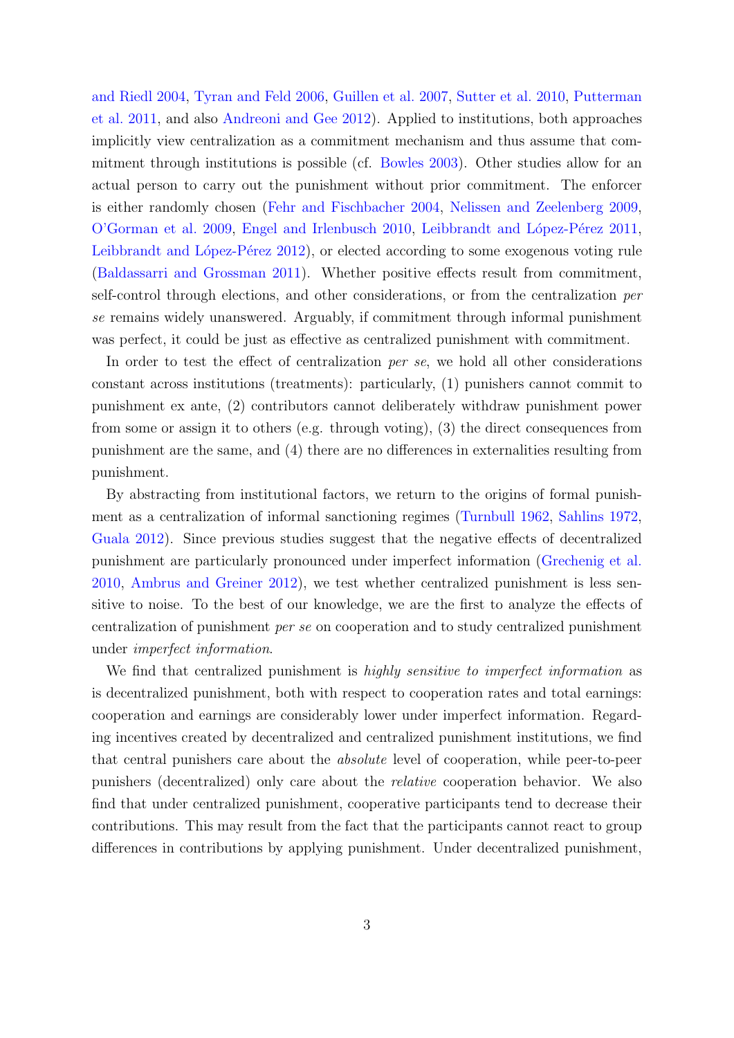and Riedl 2004, Tyran and Feld 2006, Guillen et al. 2007, Sutter et al. 2010, Putterman et al. 2011, and also Andreoni and Gee 2012). Applied to institutions, both approaches implicitly view centralization as a commitment mechanism and thus assume that commitment through institutions is possible (cf. Bowles 2003). Other studies allow for an actual person to carry out the punishment without prior commitment. The enforcer is either randomly chosen (Fehr and Fischbacher 2004, Nelissen and Zeelenberg 2009, O'Gorman et al. 2009, Engel and Irlenbusch 2010, Leibbrandt and López-Pérez 2011, Leibbrandt and López-Pérez 2012), or elected according to some exogenous voting rule (Baldassarri and Grossman 2011). Whether positive effects result from commitment, self-control through elections, and other considerations, or from the centralization *per se* remains widely unanswered. Arguably, if commitment through informal punishment was perfect, it could be just as effective as centralized punishment with commitment.

In order to test the effect of centralization *per se*, we hold all other considerations constant across institutions (treatments): particularly, (1) punishers cannot commit to punishment ex ante, (2) contributors cannot deliberately withdraw punishment power from some or assign it to others (e.g. through voting), (3) the direct consequences from punishment are the same, and (4) there are no differences in externalities resulting from punishment.

By abstracting from institutional factors, we return to the origins of formal punishment as a centralization of informal sanctioning regimes (Turnbull 1962, Sahlins 1972, Guala 2012). Since previous studies suggest that the negative effects of decentralized punishment are particularly pronounced under imperfect information (Grechenig et al. 2010, Ambrus and Greiner 2012), we test whether centralized punishment is less sensitive to noise. To the best of our knowledge, we are the first to analyze the effects of centralization of punishment *per se* on cooperation and to study centralized punishment under *imperfect information*.

We find that centralized punishment is *highly sensitive to imperfect information* as is decentralized punishment, both with respect to cooperation rates and total earnings: cooperation and earnings are considerably lower under imperfect information. Regarding incentives created by decentralized and centralized punishment institutions, we find that central punishers care about the *absolute* level of cooperation, while peer-to-peer punishers (decentralized) only care about the *relative* cooperation behavior. We also find that under centralized punishment, cooperative participants tend to decrease their contributions. This may result from the fact that the participants cannot react to group differences in contributions by applying punishment. Under decentralized punishment,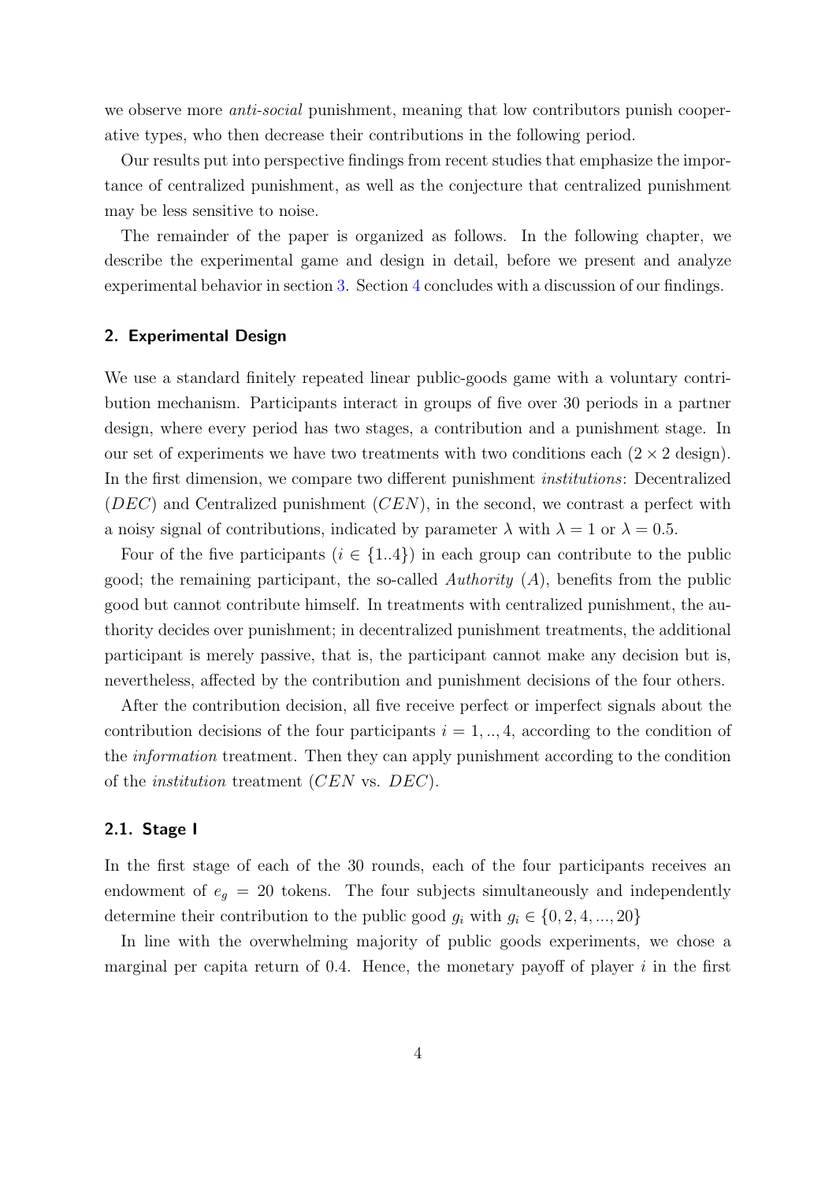we observe more *anti-social* punishment, meaning that low contributors punish cooperative types, who then decrease their contributions in the following period.

Our results put into perspective findings from recent studies that emphasize the importance of centralized punishment, as well as the conjecture that centralized punishment may be less sensitive to noise.

The remainder of the paper is organized as follows. In the following chapter, we describe the experimental game and design in detail, before we present and analyze experimental behavior in section 3. Section 4 concludes with a discussion of our findings.

## 2. Experimental Design

We use a standard finitely repeated linear public-goods game with a voluntary contribution mechanism. Participants interact in groups of five over 30 periods in a partner design, where every period has two stages, a contribution and a punishment stage. In our set of experiments we have two treatments with two conditions each ($2 \times 2$ design). In the first dimension, we compare two different punishment *institutions*: Decentralized ($DEC$) and Centralized punishment ($CEN$), in the second, we contrast a perfect with a noisy signal of contributions, indicated by parameter $\lambda$ with $\lambda = 1$ or $\lambda = 0.5$.

Four of the five participants ($i \in \{1..4\}$) in each group can contribute to the public good; the remaining participant, the so-called *Authority* ($A$), benefits from the public good but cannot contribute himself. In treatments with centralized punishment, the authority decides over punishment; in decentralized punishment treatments, the additional participant is merely passive, that is, the participant cannot make any decision but is, nevertheless, affected by the contribution and punishment decisions of the four others.

After the contribution decision, all five receive perfect or imperfect signals about the contribution decisions of the four participants $i = 1, .., 4$, according to the condition of the *information* treatment. Then they can apply punishment according to the condition of the *institution* treatment ($CEN$ vs. $DEC$).

### 2.1. Stage I

In the first stage of each of the 30 rounds, each of the four participants receives an endowment of $e_g = 20$ tokens. The four subjects simultaneously and independently determine their contribution to the public good $g_i$ with $g_i \in \{0, 2, 4, ..., 20\}$

In line with the overwhelming majority of public goods experiments, we chose a marginal per capita return of 0.4. Hence, the monetary payoff of player $i$ in the first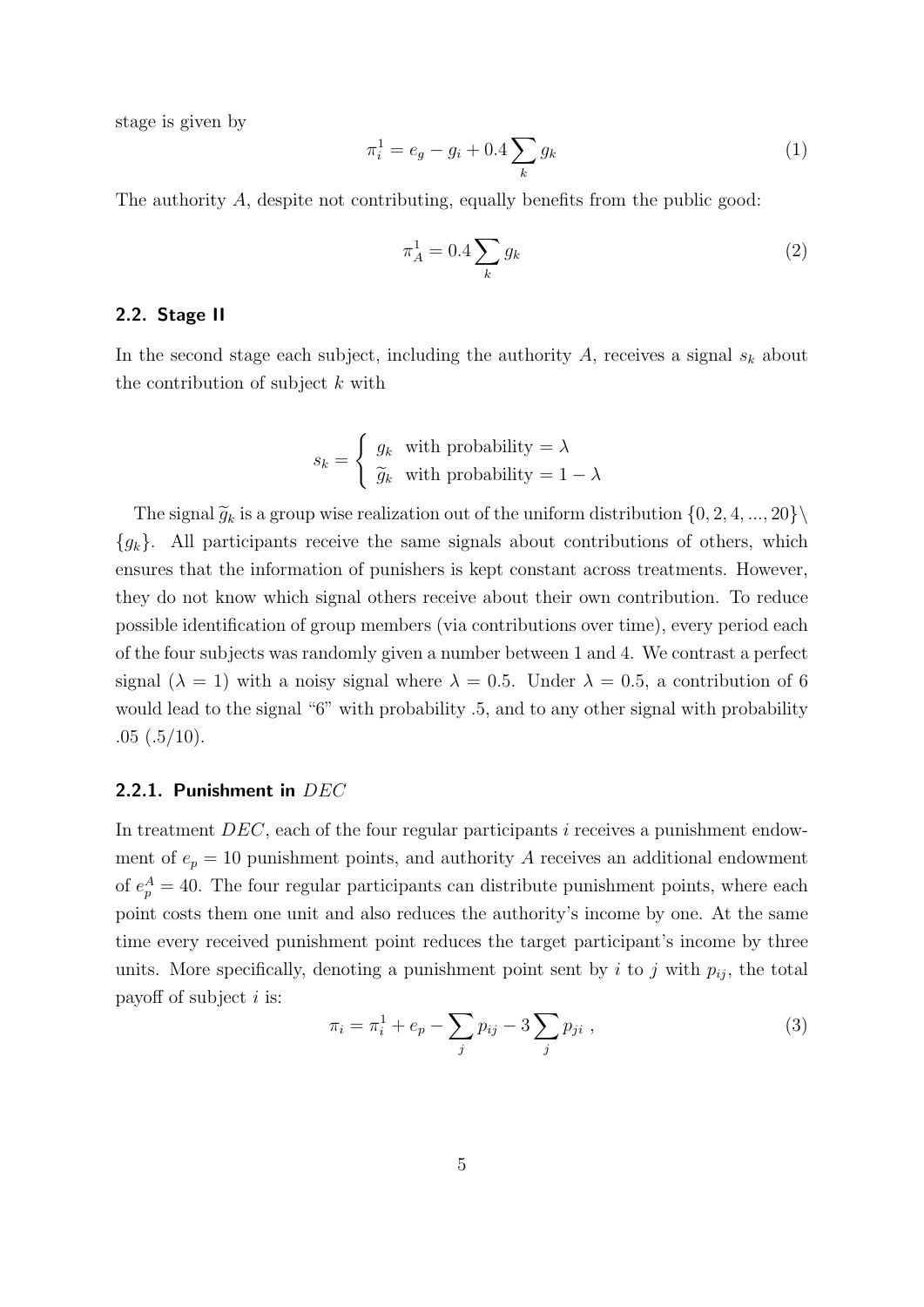stage is given by

$$\pi_i^1 = e_g - g_i + 0.4 \sum_k g_k \tag{1}$$

The authority $A$, despite not contributing, equally benefits from the public good:

$$\pi_A^1 = 0.4 \sum_k g_k \tag{2}$$

### 2.2. Stage II

In the second stage each subject, including the authority $A$, receives a signal $s_k$ about the contribution of subject $k$ with

$$s_k = \begin{cases} g_k & \text{with probability} = \lambda \\ \widetilde{g}_k & \text{with probability} = 1 - \lambda \end{cases}$$

The signal $\widetilde{g}_k$ is a group wise realization out of the uniform distribution $\{0, 2, 4, ..., 20\} \setminus \{g_k\}$. All participants receive the same signals about contributions of others, which ensures that the information of punishers is kept constant across treatments. However, they do not know which signal others receive about their own contribution. To reduce possible identification of group members (via contributions over time), every period each of the four subjects was randomly given a number between 1 and 4. We contrast a perfect signal ($\lambda = 1$) with a noisy signal where $\lambda = 0.5$. Under $\lambda = 0.5$, a contribution of 6 would lead to the signal "6" with probability .5, and to any other signal with probability .05 (.5/10).

#### 2.2.1. Punishment in $DEC$

In treatment $DEC$, each of the four regular participants $i$ receives a punishment endowment of $e_p = 10$ punishment points, and authority $A$ receives an additional endowment of $e_p^A = 40$. The four regular participants can distribute punishment points, where each point costs them one unit and also reduces the authority's income by one. At the same time every received punishment point reduces the target participant's income by three units. More specifically, denoting a punishment point sent by $i$ to $j$ with $p_{ij}$, the total payoff of subject $i$ is:

$$\pi_i = \pi_i^1 + e_p - \sum_j p_{ij} - 3 \sum_j p_{ji} \ , \tag{3}$$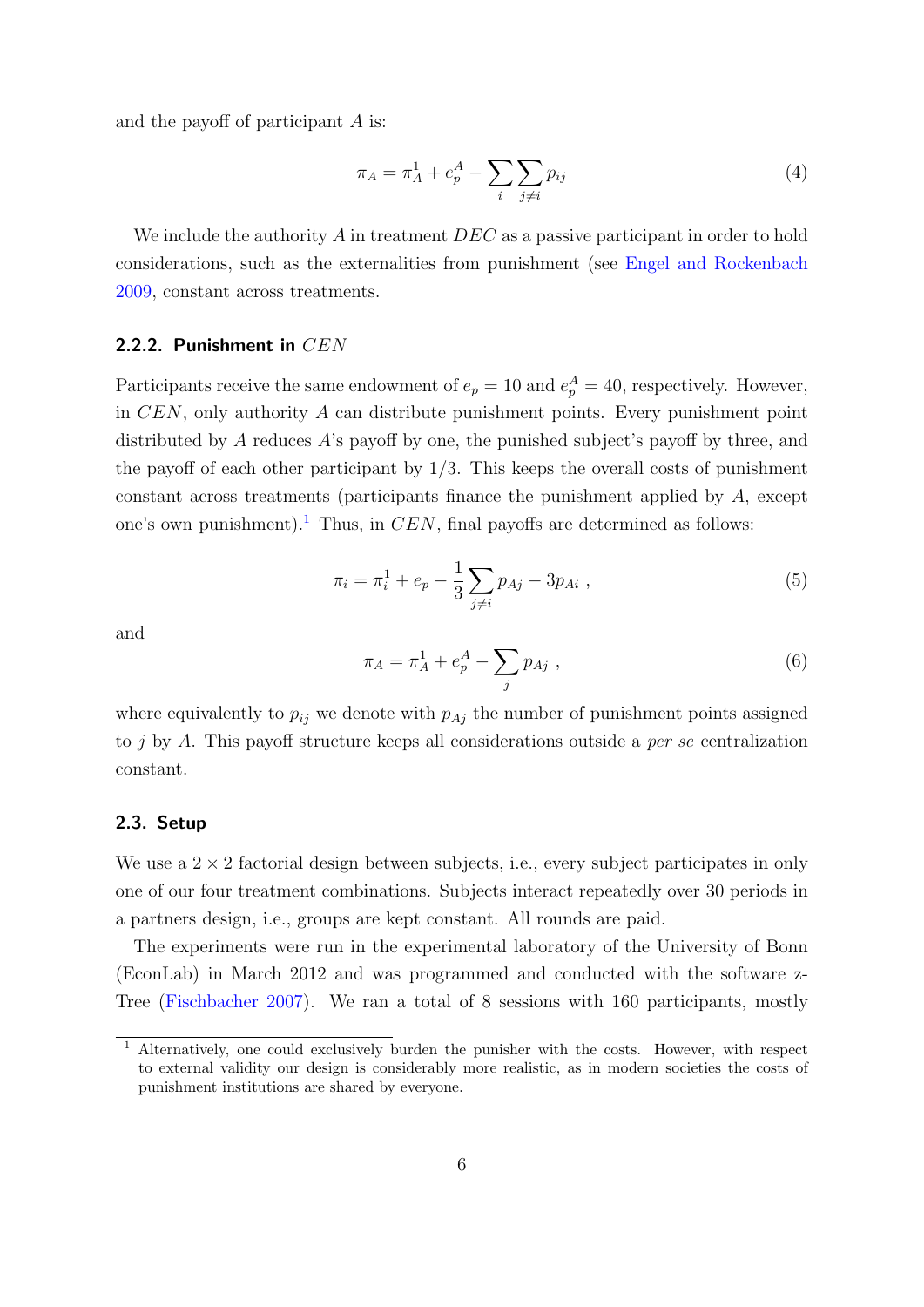and the payoff of participant $A$ is:

$$\pi_A = \pi_A^1 + e_p^A - \sum_i \sum_{j \neq i} p_{ij} \tag{4}$$

We include the authority $A$ in treatment $DEC$ as a passive participant in order to hold considerations, such as the externalities from punishment (see Engel and Rockenbach 2009, constant across treatments.

### 2.2.2. Punishment in $CEN$

Participants receive the same endowment of $e_p = 10$ and $e_p^A = 40$, respectively. However, in $CEN$, only authority $A$ can distribute punishment points. Every punishment point distributed by $A$ reduces $A$'s payoff by one, the punished subject's payoff by three, and the payoff of each other participant by 1/3. This keeps the overall costs of punishment constant across treatments (participants finance the punishment applied by $A$, except one's own punishment).[1] Thus, in $CEN$, final payoffs are determined as follows:

$$\pi_i = \pi_i^1 + e_p - \frac{1}{3} \sum_{j \neq i} p_{Aj} - 3p_{Ai} \ , \tag{5}$$

and

$$\pi_A = \pi_A^1 + e_p^A - \sum_j p_{Aj} \ , \tag{6}$$

where equivalently to $p_{ij}$ we denote with $p_{Aj}$ the number of punishment points assigned to $j$ by $A$. This payoff structure keeps all considerations outside a *per se* centralization constant.

### 2.3. Setup

We use a $2 \times 2$ factorial design between subjects, i.e., every subject participates in only one of our four treatment combinations. Subjects interact repeatedly over 30 periods in a partners design, i.e., groups are kept constant. All rounds are paid.

The experiments were run in the experimental laboratory of the University of Bonn (EconLab) in March 2012 and was programmed and conducted with the software z-Tree (Fischbacher 2007). We ran a total of 8 sessions with 160 participants, mostly

[1] Alternatively, one could exclusively burden the punisher with the costs. However, with respect to external validity our design is considerably more realistic, as in modern societies the costs of punishment institutions are shared by everyone.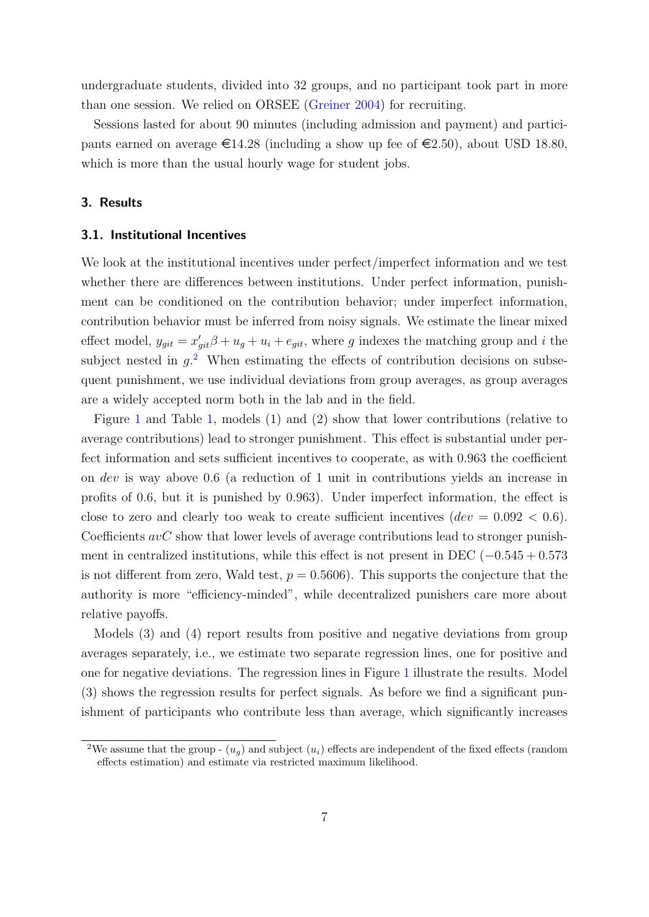undergraduate students, divided into 32 groups, and no participant took part in more than one session. We relied on ORSEE (Greiner 2004) for recruiting.

Sessions lasted for about 90 minutes (including admission and payment) and participants earned on average €14.28 (including a show up fee of €2.50), about USD 18.80, which is more than the usual hourly wage for student jobs.

## 3. Results

### 3.1. Institutional Incentives

We look at the institutional incentives under perfect/imperfect information and we test whether there are differences between institutions. Under perfect information, punishment can be conditioned on the contribution behavior; under imperfect information, contribution behavior must be inferred from noisy signals. We estimate the linear mixed effect model, $y_{git} = x'_{git}\beta + u_g + u_i + e_{git}$, where $g$ indexes the matching group and $i$ the subject nested in $g$.[2] When estimating the effects of contribution decisions on subsequent punishment, we use individual deviations from group averages, as group averages are a widely accepted norm both in the lab and in the field.

Figure 1 and Table 1, models (1) and (2) show that lower contributions (relative to average contributions) lead to stronger punishment. This effect is substantial under perfect information and sets sufficient incentives to cooperate, as with 0.963 the coefficient on *dev* is way above 0.6 (a reduction of 1 unit in contributions yields an increase in profits of 0.6, but it is punished by 0.963). Under imperfect information, the effect is close to zero and clearly too weak to create sufficient incentives ($dev = 0.092 < 0.6$). Coefficients $avC$ show that lower levels of average contributions lead to stronger punishment in centralized institutions, while this effect is not present in DEC ($-0.545 + 0.573$ is not different from zero, Wald test, $p = 0.5606$). This supports the conjecture that the authority is more "efficiency-minded", while decentralized punishers care more about relative payoffs.

Models (3) and (4) report results from positive and negative deviations from group averages separately, i.e., we estimate two separate regression lines, one for positive and one for negative deviations. The regression lines in Figure 1 illustrate the results. Model (3) shows the regression results for perfect signals. As before we find a significant punishment of participants who contribute less than average, which significantly increases

[2] We assume that the group - $(u_g)$ and subject $(u_i)$ effects are independent of the fixed effects (random effects estimation) and estimate via restricted maximum likelihood.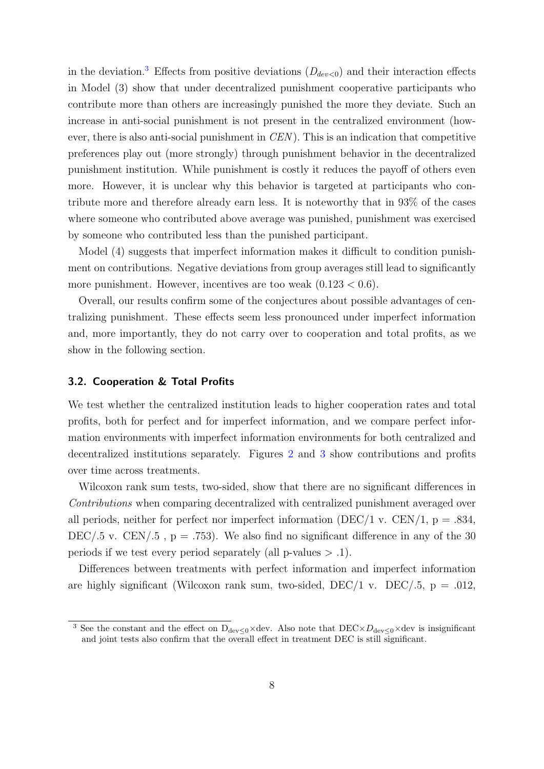in the deviation.[3] Effects from positive deviations ($D_{dev<0}$) and their interaction effects in Model (3) show that under decentralized punishment cooperative participants who contribute more than others are increasingly punished the more they deviate. Such an increase in anti-social punishment is not present in the centralized environment (however, there is also anti-social punishment in *CEN*). This is an indication that competitive preferences play out (more strongly) through punishment behavior in the decentralized punishment institution. While punishment is costly it reduces the payoff of others even more. However, it is unclear why this behavior is targeted at participants who contribute more and therefore already earn less. It is noteworthy that in 93% of the cases where someone who contributed above average was punished, punishment was exercised by someone who contributed less than the punished participant.

Model (4) suggests that imperfect information makes it difficult to condition punishment on contributions. Negative deviations from group averages still lead to significantly more punishment. However, incentives are too weak ($0.123 < 0.6$).

Overall, our results confirm some of the conjectures about possible advantages of centralizing punishment. These effects seem less pronounced under imperfect information and, more importantly, they do not carry over to cooperation and total profits, as we show in the following section.

### 3.2. Cooperation & Total Profits

We test whether the centralized institution leads to higher cooperation rates and total profits, both for perfect and for imperfect information, and we compare perfect information environments with imperfect information environments for both centralized and decentralized institutions separately. Figures 2 and 3 show contributions and profits over time across treatments.

Wilcoxon rank sum tests, two-sided, show that there are no significant differences in *Contributions* when comparing decentralized with centralized punishment averaged over all periods, neither for perfect nor imperfect information (DEC/1 v. CEN/1, p = .834, DEC/.5 v. CEN/.5 , p = .753). We also find no significant difference in any of the 30 periods if we test every period separately (all p-values > .1).

Differences between treatments with perfect information and imperfect information are highly significant (Wilcoxon rank sum, two-sided, DEC/1 v. DEC/.5, p = .012,

---

[3] See the constant and the effect on $D_{dev\leq 0}\times$dev. Also note that DEC$\times D_{dev\leq 0}\times$dev is insignificant and joint tests also confirm that the overall effect in treatment DEC is still significant.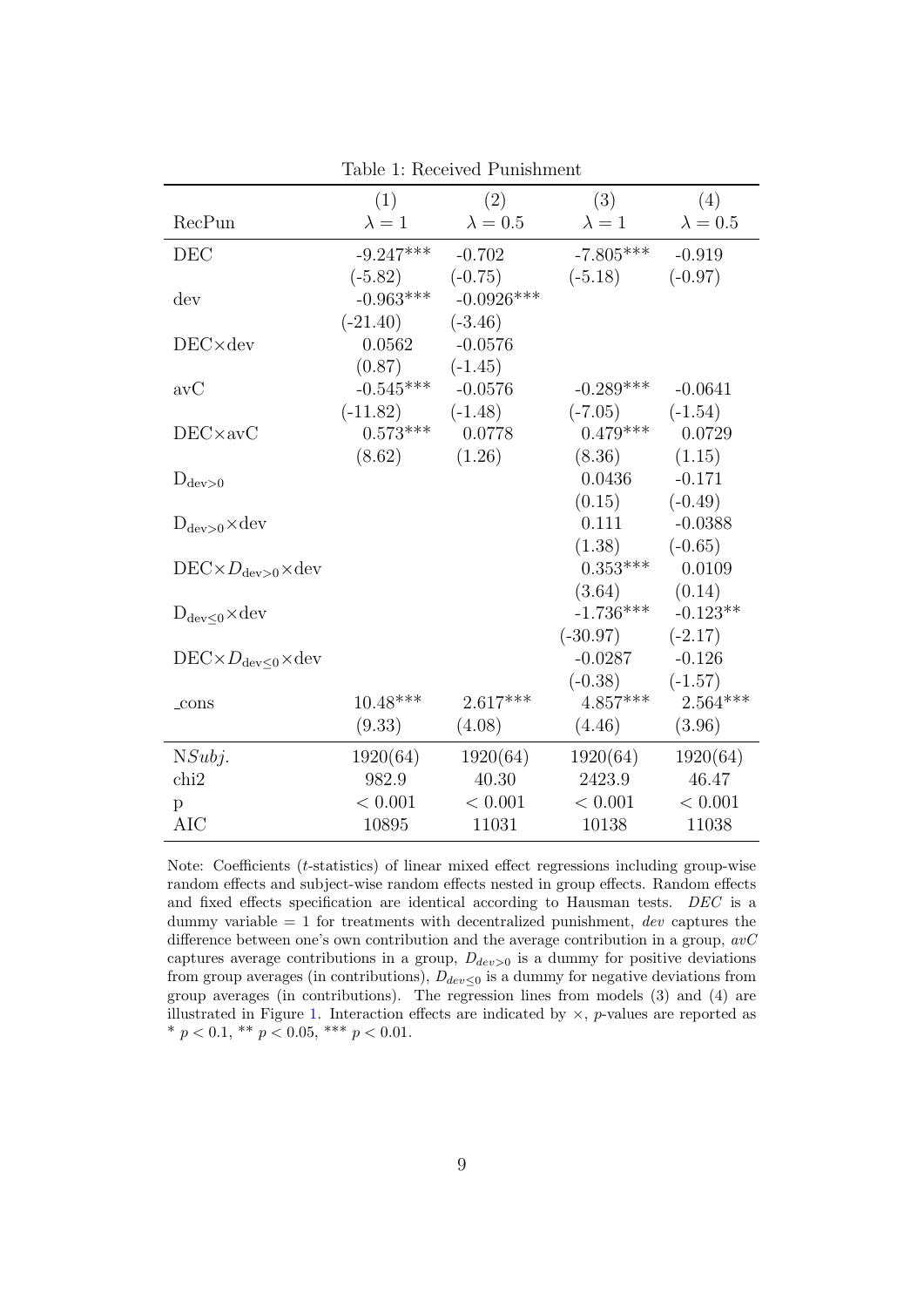Table 1: Received Punishment

| RecPun | (1) $\lambda = 1$ | (2) $\lambda = 0.5$ | (3) $\lambda = 1$ | (4) $\lambda = 0.5$ |
|---|---|---|---|---|
| DEC | -9.247*** | -0.702 | -7.805*** | -0.919 |
| | (-5.82) | (-0.75) | (-5.18) | (-0.97) |
| dev | -0.963*** | -0.0926*** | | |
| | (-21.40) | (-3.46) | | |
| DEC×dev | 0.0562 | -0.0576 | | |
| | (0.87) | (-1.45) | | |
| avC | -0.545*** | -0.0576 | -0.289*** | -0.0641 |
| | (-11.82) | (-1.48) | (-7.05) | (-1.54) |
| DEC×avC | 0.573*** | 0.0778 | 0.479*** | 0.0729 |
| | (8.62) | (1.26) | (8.36) | (1.15) |
| $\text{D}_{\text{dev}>0}$ | | | 0.0436 | -0.171 |
| | | | (0.15) | (-0.49) |
| $\text{D}_{\text{dev}>0}$×dev | | | 0.111 | -0.0388 |
| | | | (1.38) | (-0.65) |
| DEC×$D_{\text{dev}>0}$×dev | | | 0.353*** | 0.0109 |
| | | | (3.64) | (0.14) |
| $\text{D}_{\text{dev}\leq 0}$×dev | | | -1.736*** | -0.123** |
| | | | (-30.97) | (-2.17) |
| DEC×$D_{\text{dev}\leq 0}$×dev | | | -0.0287 | -0.126 |
| | | | (-0.38) | (-1.57) |
| _cons | 10.48*** | 2.617*** | 4.857*** | 2.564*** |
| | (9.33) | (4.08) | (4.46) | (3.96) |
| N*Subj.* | 1920(64) | 1920(64) | 1920(64) | 1920(64) |
| chi2 | 982.9 | 40.30 | 2423.9 | 46.47 |
| p | < 0.001 | < 0.001 | < 0.001 | < 0.001 |
| AIC | 10895 | 11031 | 10138 | 11038 |

Note: Coefficients ($t$-statistics) of linear mixed effect regressions including group-wise random effects and subject-wise random effects nested in group effects. Random effects and fixed effects specification are identical according to Hausman tests. *DEC* is a dummy variable = 1 for treatments with decentralized punishment, *dev* captures the difference between one's own contribution and the average contribution in a group, *avC* captures average contributions in a group, $D_{dev>0}$ is a dummy for positive deviations from group averages (in contributions), $D_{dev\leq 0}$ is a dummy for negative deviations from group averages (in contributions). The regression lines from models (3) and (4) are illustrated in Figure 1. Interaction effects are indicated by ×, $p$-values are reported as * $p < 0.1$, ** $p < 0.05$, *** $p < 0.01$.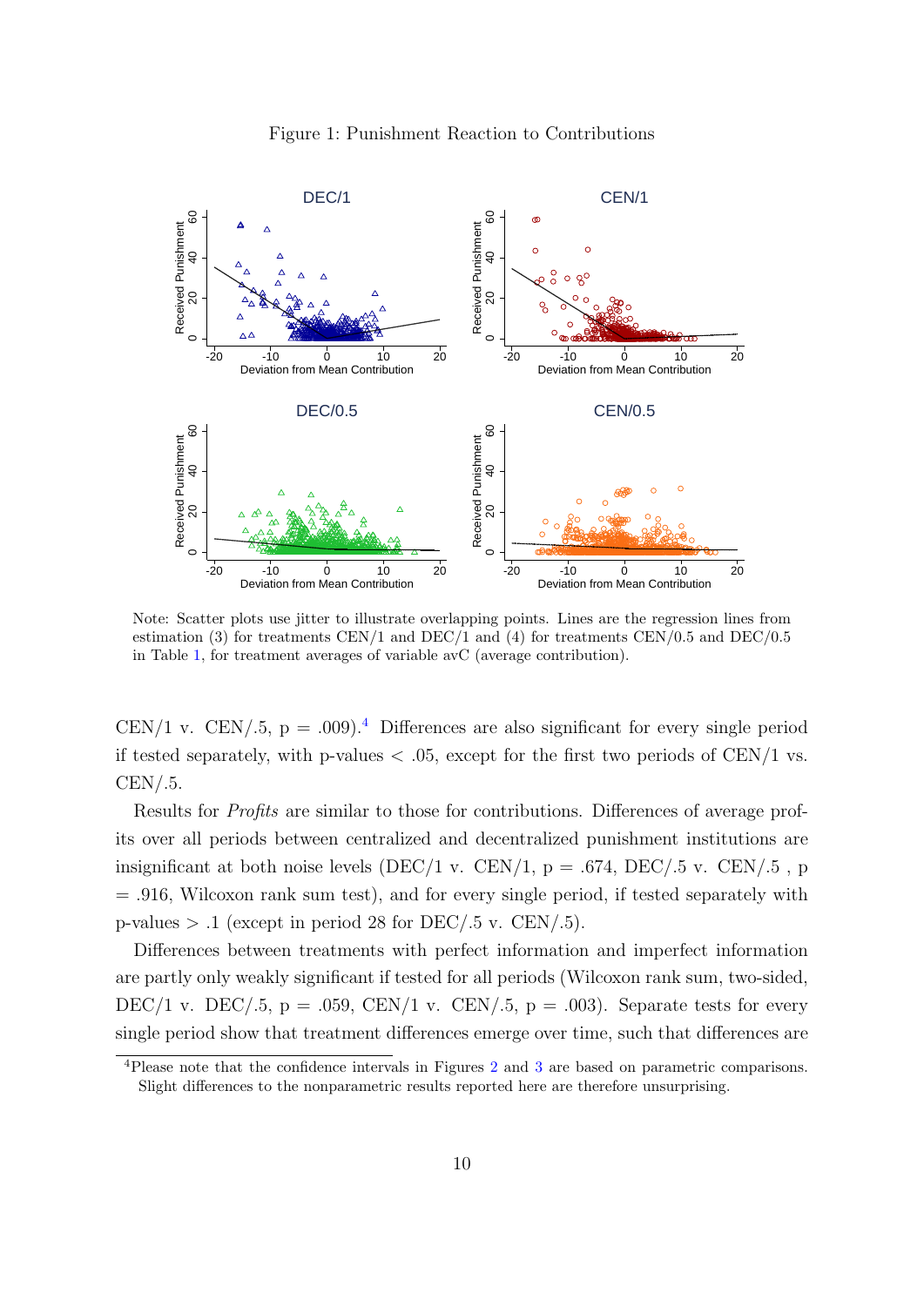Figure 1: Punishment Reaction to Contributions

Note: Scatter plots use jitter to illustrate overlapping points. Lines are the regression lines from estimation (3) for treatments CEN/1 and DEC/1 and (4) for treatments CEN/0.5 and DEC/0.5 in Table 1, for treatment averages of variable avC (average contribution).

CEN/1 v. CEN/.5, p = .009).[4] Differences are also significant for every single period if tested separately, with p-values < .05, except for the first two periods of CEN/1 vs. CEN/.5.

Results for *Profits* are similar to those for contributions. Differences of average profits over all periods between centralized and decentralized punishment institutions are insignificant at both noise levels (DEC/1 v. CEN/1, p = .674, DEC/.5 v. CEN/.5 , p = .916, Wilcoxon rank sum test), and for every single period, if tested separately with p-values > .1 (except in period 28 for DEC/.5 v. CEN/.5).

Differences between treatments with perfect information and imperfect information are partly only weakly significant if tested for all periods (Wilcoxon rank sum, two-sided, DEC/1 v. DEC/.5, p = .059, CEN/1 v. CEN/.5, p = .003). Separate tests for every single period show that treatment differences emerge over time, such that differences are

[4] Please note that the confidence intervals in Figures 2 and 3 are based on parametric comparisons. Slight differences to the nonparametric results reported here are therefore unsurprising.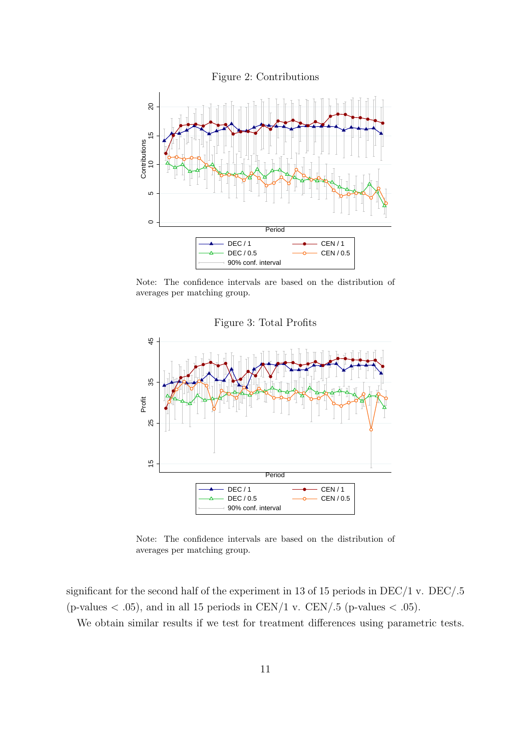Figure 2: Contributions

Note: The confidence intervals are based on the distribution of averages per matching group.

Figure 3: Total Profits

Note: The confidence intervals are based on the distribution of averages per matching group.

significant for the second half of the experiment in 13 of 15 periods in DEC/1 v. DEC/.5 (p-values $< .05$), and in all 15 periods in CEN/1 v. CEN/.5 (p-values $< .05$).

We obtain similar results if we test for treatment differences using parametric tests.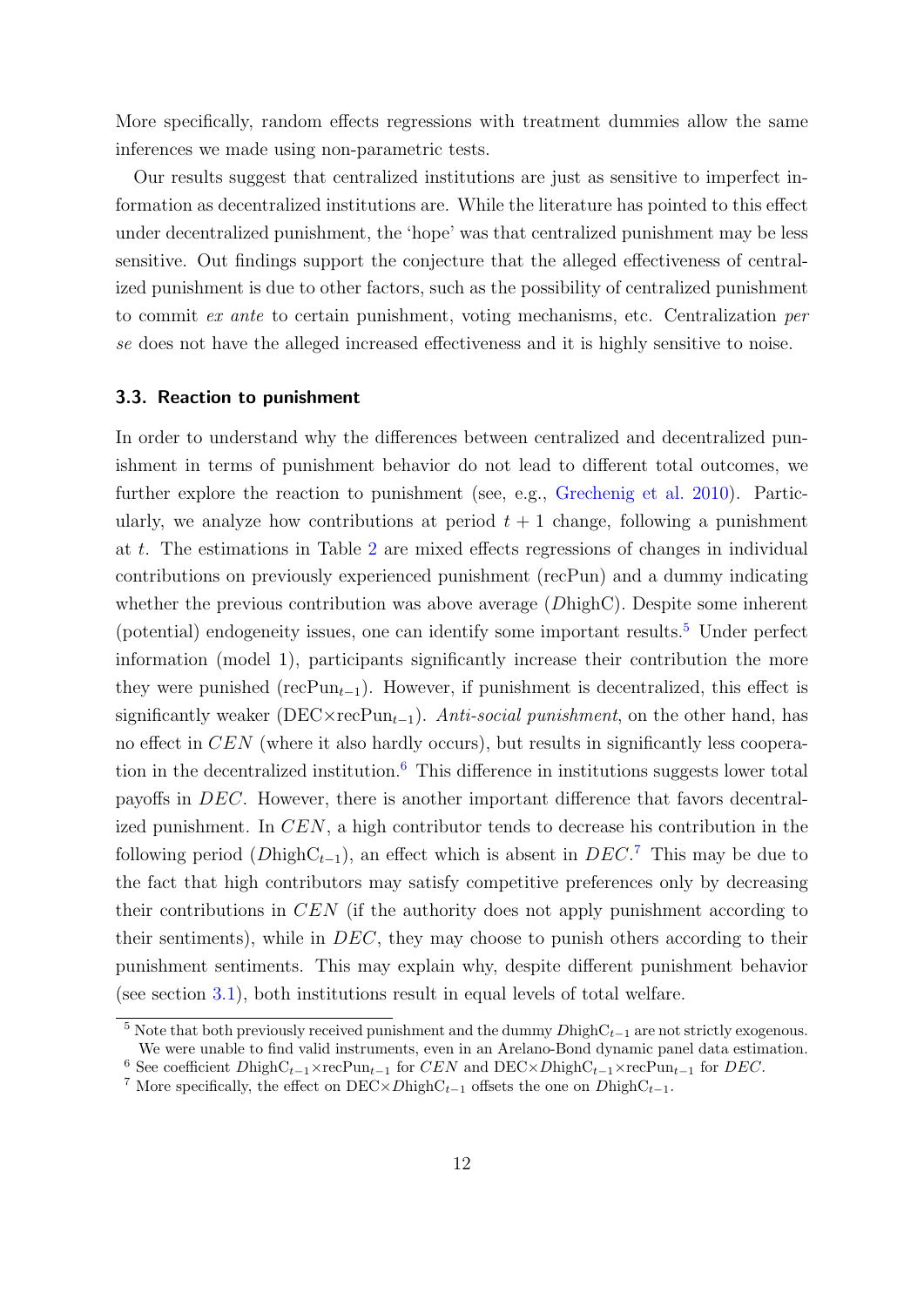More specifically, random effects regressions with treatment dummies allow the same inferences we made using non-parametric tests.

Our results suggest that centralized institutions are just as sensitive to imperfect information as decentralized institutions are. While the literature has pointed to this effect under decentralized punishment, the 'hope' was that centralized punishment may be less sensitive. Out findings support the conjecture that the alleged effectiveness of centralized punishment is due to other factors, such as the possibility of centralized punishment to commit *ex ante* to certain punishment, voting mechanisms, etc. Centralization *per se* does not have the alleged increased effectiveness and it is highly sensitive to noise.

### 3.3. Reaction to punishment

In order to understand why the differences between centralized and decentralized punishment in terms of punishment behavior do not lead to different total outcomes, we further explore the reaction to punishment (see, e.g., Grechenig et al. 2010). Particularly, we analyze how contributions at period $t+1$ change, following a punishment at $t$. The estimations in Table 2 are mixed effects regressions of changes in individual contributions on previously experienced punishment (recPun) and a dummy indicating whether the previous contribution was above average ($D$highC). Despite some inherent (potential) endogeneity issues, one can identify some important results.[5] Under perfect information (model 1), participants significantly increase their contribution the more they were punished (recPun$_{t-1}$). However, if punishment is decentralized, this effect is significantly weaker (DEC×recPun$_{t-1}$). *Anti-social punishment*, on the other hand, has no effect in $CEN$ (where it also hardly occurs), but results in significantly less cooperation in the decentralized institution.[6] This difference in institutions suggests lower total payoffs in $DEC$. However, there is another important difference that favors decentralized punishment. In $CEN$, a high contributor tends to decrease his contribution in the following period ($D$highC$_{t-1}$), an effect which is absent in $DEC$.[7] This may be due to the fact that high contributors may satisfy competitive preferences only by decreasing their contributions in $CEN$ (if the authority does not apply punishment according to their sentiments), while in $DEC$, they may choose to punish others according to their punishment sentiments. This may explain why, despite different punishment behavior (see section 3.1), both institutions result in equal levels of total welfare.

[5] Note that both previously received punishment and the dummy $D$highC$_{t-1}$ are not strictly exogenous. We were unable to find valid instruments, even in an Arelano-Bond dynamic panel data estimation.

[6] See coefficient $D$highC$_{t-1}$×recPun$_{t-1}$ for $CEN$ and DEC×$D$highC$_{t-1}$×recPun$_{t-1}$ for $DEC$.

[7] More specifically, the effect on DEC×$D$highC$_{t-1}$ offsets the one on $D$highC$_{t-1}$.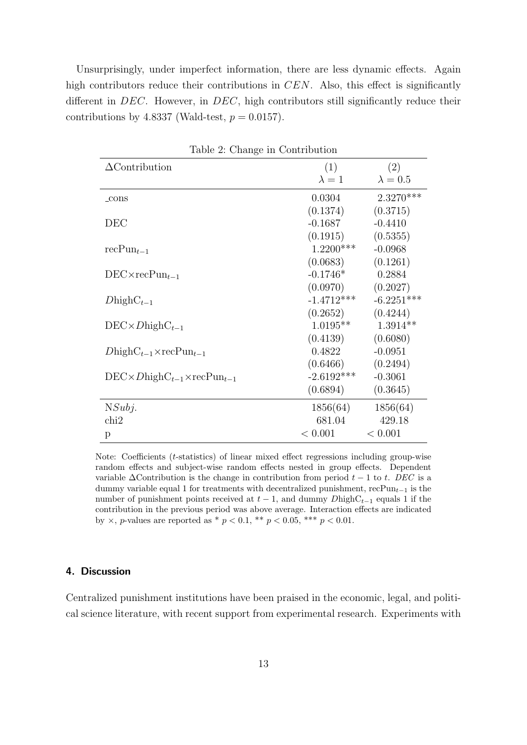Unsurprisingly, under imperfect information, there are less dynamic effects. Again high contributors reduce their contributions in *CEN*. Also, this effect is significantly different in *DEC*. However, in *DEC*, high contributors still significantly reduce their contributions by 4.8337 (Wald-test, $p = 0.0157$).

Table 2: Change in Contribution

| $\Delta$Contribution | (1) $\lambda = 1$ | (2) $\lambda = 0.5$ |
|---|---|---|
| _cons | 0.0304 | 2.3270*** |
| | (0.1374) | (0.3715) |
| DEC | -0.1687 | -0.4410 |
| | (0.1915) | (0.5355) |
| $\text{recPun}_{t-1}$ | 1.2200*** | -0.0968 |
| | (0.0683) | (0.1261) |
| $\text{DEC}\times\text{recPun}_{t-1}$ | -0.1746* | 0.2884 |
| | (0.0970) | (0.2027) |
| $D\text{highC}_{t-1}$ | -1.4712*** | -6.2251*** |
| | (0.2652) | (0.4244) |
| $\text{DEC}\times D\text{highC}_{t-1}$ | 1.0195** | 1.3914** |
| | (0.4139) | (0.6080) |
| $D\text{highC}_{t-1}\times\text{recPun}_{t-1}$ | 0.4822 | -0.0951 |
| | (0.6466) | (0.2494) |
| $\text{DEC}\times D\text{highC}_{t-1}\times\text{recPun}_{t-1}$ | -2.6192*** | -0.3061 |
| | (0.6894) | (0.3645) |
| N*Subj.* | 1856(64) | 1856(64) |
| chi2 | 681.04 | 429.18 |
| p | $< 0.001$ | $< 0.001$ |

Note: Coefficients ($t$-statistics) of linear mixed effect regressions including group-wise random effects and subject-wise random effects nested in group effects. Dependent variable $\Delta$Contribution is the change in contribution from period $t-1$ to $t$. *DEC* is a dummy variable equal 1 for treatments with decentralized punishment, $\text{recPun}_{t-1}$ is the number of punishment points received at $t-1$, and dummy $D\text{highC}_{t-1}$ equals 1 if the contribution in the previous period was above average. Interaction effects are indicated by $\times$, $p$-values are reported as * $p < 0.1$, ** $p < 0.05$, *** $p < 0.01$.

## 4. Discussion

Centralized punishment institutions have been praised in the economic, legal, and political science literature, with recent support from experimental research. Experiments with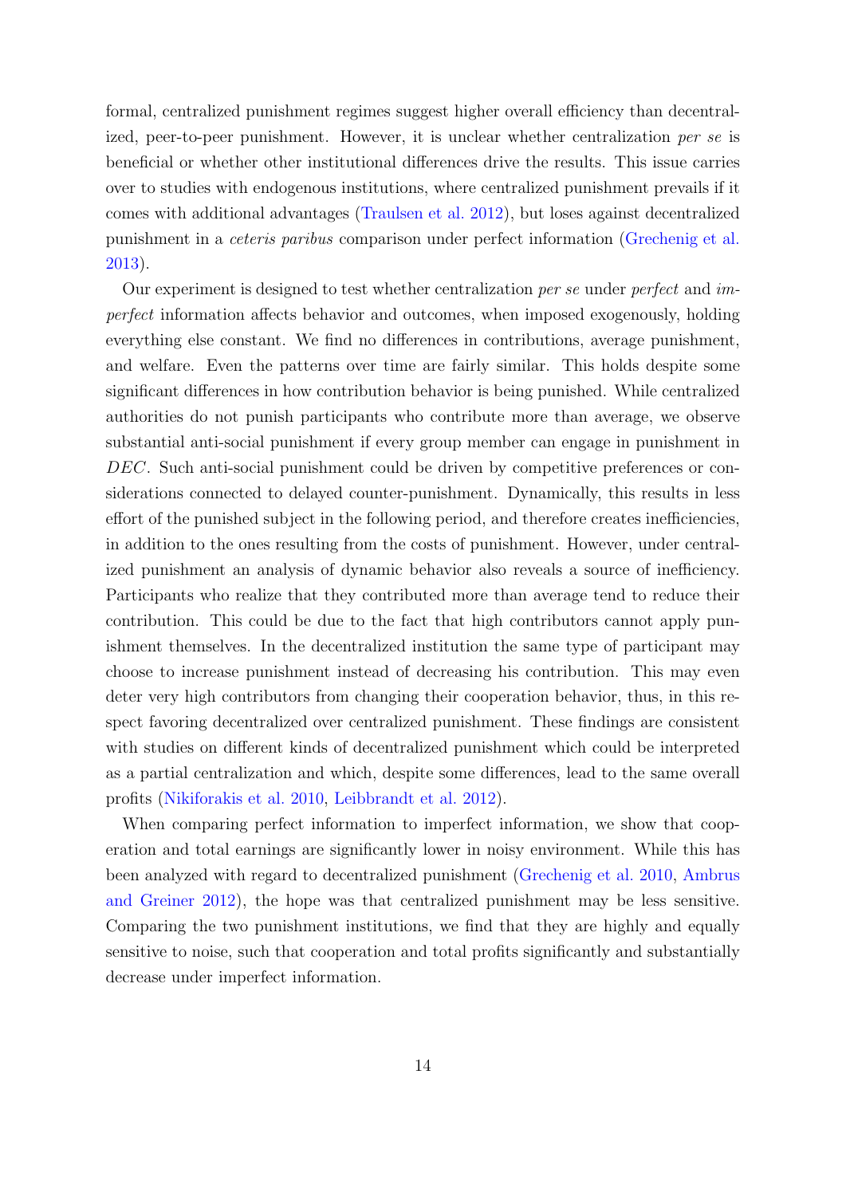formal, centralized punishment regimes suggest higher overall efficiency than decentralized, peer-to-peer punishment. However, it is unclear whether centralization *per se* is beneficial or whether other institutional differences drive the results. This issue carries over to studies with endogenous institutions, where centralized punishment prevails if it comes with additional advantages (Traulsen et al. 2012), but loses against decentralized punishment in a *ceteris paribus* comparison under perfect information (Grechenig et al. 2013).

Our experiment is designed to test whether centralization *per se* under *perfect* and *imperfect* information affects behavior and outcomes, when imposed exogenously, holding everything else constant. We find no differences in contributions, average punishment, and welfare. Even the patterns over time are fairly similar. This holds despite some significant differences in how contribution behavior is being punished. While centralized authorities do not punish participants who contribute more than average, we observe substantial anti-social punishment if every group member can engage in punishment in *DEC*. Such anti-social punishment could be driven by competitive preferences or considerations connected to delayed counter-punishment. Dynamically, this results in less effort of the punished subject in the following period, and therefore creates inefficiencies, in addition to the ones resulting from the costs of punishment. However, under centralized punishment an analysis of dynamic behavior also reveals a source of inefficiency. Participants who realize that they contributed more than average tend to reduce their contribution. This could be due to the fact that high contributors cannot apply punishment themselves. In the decentralized institution the same type of participant may choose to increase punishment instead of decreasing his contribution. This may even deter very high contributors from changing their cooperation behavior, thus, in this respect favoring decentralized over centralized punishment. These findings are consistent with studies on different kinds of decentralized punishment which could be interpreted as a partial centralization and which, despite some differences, lead to the same overall profits (Nikiforakis et al. 2010, Leibbrandt et al. 2012).

When comparing perfect information to imperfect information, we show that cooperation and total earnings are significantly lower in noisy environment. While this has been analyzed with regard to decentralized punishment (Grechenig et al. 2010, Ambrus and Greiner 2012), the hope was that centralized punishment may be less sensitive. Comparing the two punishment institutions, we find that they are highly and equally sensitive to noise, such that cooperation and total profits significantly and substantially decrease under imperfect information.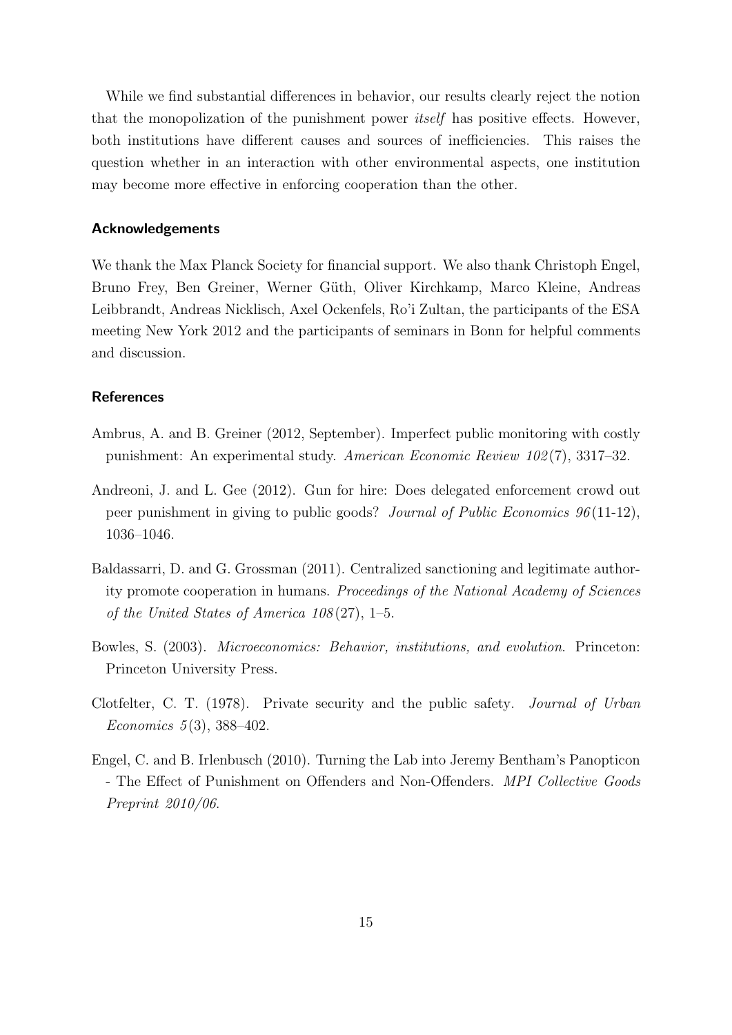While we find substantial differences in behavior, our results clearly reject the notion that the monopolization of the punishment power *itself* has positive effects. However, both institutions have different causes and sources of inefficiencies. This raises the question whether in an interaction with other environmental aspects, one institution may become more effective in enforcing cooperation than the other.

## Acknowledgements

We thank the Max Planck Society for financial support. We also thank Christoph Engel, Bruno Frey, Ben Greiner, Werner Güth, Oliver Kirchkamp, Marco Kleine, Andreas Leibbrandt, Andreas Nicklisch, Axel Ockenfels, Ro'i Zultan, the participants of the ESA meeting New York 2012 and the participants of seminars in Bonn for helpful comments and discussion.

## References

Ambrus, A. and B. Greiner (2012, September). Imperfect public monitoring with costly punishment: An experimental study. *American Economic Review 102*(7), 3317–32.

Andreoni, J. and L. Gee (2012). Gun for hire: Does delegated enforcement crowd out peer punishment in giving to public goods? *Journal of Public Economics 96*(11-12), 1036–1046.

Baldassarri, D. and G. Grossman (2011). Centralized sanctioning and legitimate authority promote cooperation in humans. *Proceedings of the National Academy of Sciences of the United States of America 108*(27), 1–5.

Bowles, S. (2003). *Microeconomics: Behavior, institutions, and evolution*. Princeton: Princeton University Press.

Clotfelter, C. T. (1978). Private security and the public safety. *Journal of Urban Economics 5*(3), 388–402.

Engel, C. and B. Irlenbusch (2010). Turning the Lab into Jeremy Bentham's Panopticon - The Effect of Punishment on Offenders and Non-Offenders. *MPI Collective Goods Preprint 2010/06.*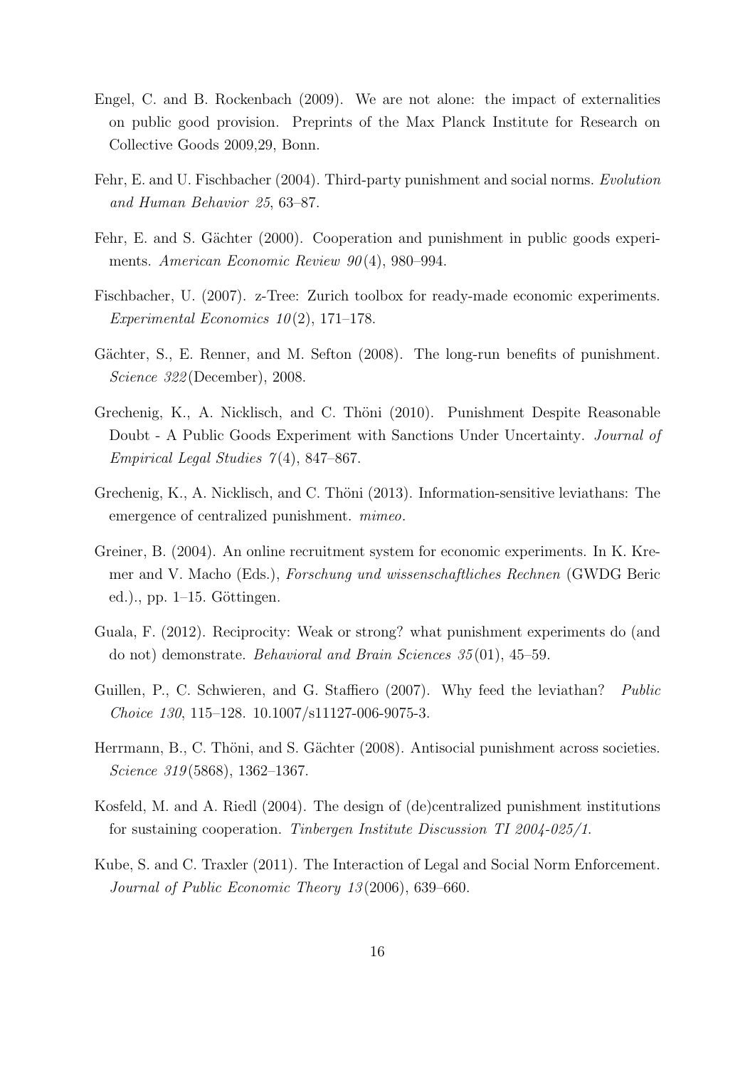Engel, C. and B. Rockenbach (2009). We are not alone: the impact of externalities on public good provision. Preprints of the Max Planck Institute for Research on Collective Goods 2009,29, Bonn.

Fehr, E. and U. Fischbacher (2004). Third-party punishment and social norms. *Evolution and Human Behavior 25*, 63–87.

Fehr, E. and S. Gächter (2000). Cooperation and punishment in public goods experiments. *American Economic Review 90*(4), 980–994.

Fischbacher, U. (2007). z-Tree: Zurich toolbox for ready-made economic experiments. *Experimental Economics 10*(2), 171–178.

Gächter, S., E. Renner, and M. Sefton (2008). The long-run benefits of punishment. *Science 322*(December), 2008.

Grechenig, K., A. Nicklisch, and C. Thöni (2010). Punishment Despite Reasonable Doubt - A Public Goods Experiment with Sanctions Under Uncertainty. *Journal of Empirical Legal Studies 7*(4), 847–867.

Grechenig, K., A. Nicklisch, and C. Thöni (2013). Information-sensitive leviathans: The emergence of centralized punishment. *mimeo*.

Greiner, B. (2004). An online recruitment system for economic experiments. In K. Kremer and V. Macho (Eds.), *Forschung und wissenschaftliches Rechnen* (GWDG Beric ed.)., pp. 1–15. Göttingen.

Guala, F. (2012). Reciprocity: Weak or strong? what punishment experiments do (and do not) demonstrate. *Behavioral and Brain Sciences 35*(01), 45–59.

Guillen, P., C. Schwieren, and G. Staffiero (2007). Why feed the leviathan? *Public Choice 130*, 115–128. 10.1007/s11127-006-9075-3.

Herrmann, B., C. Thöni, and S. Gächter (2008). Antisocial punishment across societies. *Science 319*(5868), 1362–1367.

Kosfeld, M. and A. Riedl (2004). The design of (de)centralized punishment institutions for sustaining cooperation. *Tinbergen Institute Discussion TI 2004-025/1*.

Kube, S. and C. Traxler (2011). The Interaction of Legal and Social Norm Enforcement. *Journal of Public Economic Theory 13*(2006), 639–660.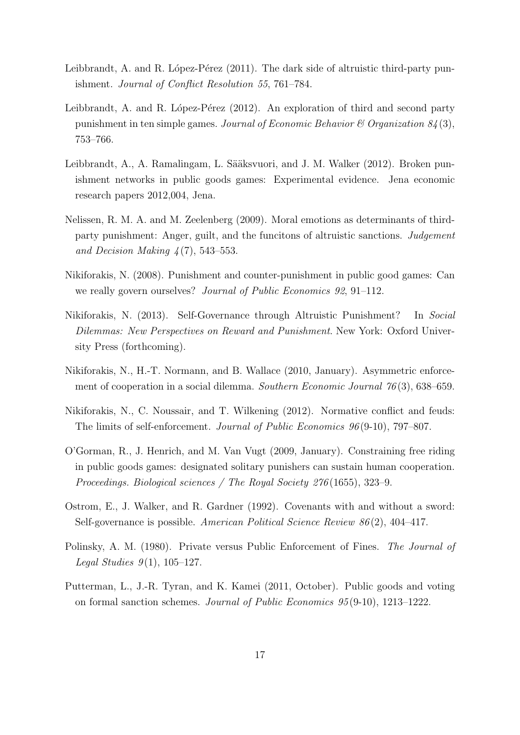Leibbrandt, A. and R. López-Pérez (2011). The dark side of altruistic third-party punishment. *Journal of Conflict Resolution 55*, 761–784.

Leibbrandt, A. and R. López-Pérez (2012). An exploration of third and second party punishment in ten simple games. *Journal of Economic Behavior & Organization 84*(3), 753–766.

Leibbrandt, A., A. Ramalingam, L. Sääksvuori, and J. M. Walker (2012). Broken punishment networks in public goods games: Experimental evidence. Jena economic research papers 2012,004, Jena.

Nelissen, R. M. A. and M. Zeelenberg (2009). Moral emotions as determinants of third-party punishment: Anger, guilt, and the funcitons of altruistic sanctions. *Judgement and Decision Making 4*(7), 543–553.

Nikiforakis, N. (2008). Punishment and counter-punishment in public good games: Can we really govern ourselves? *Journal of Public Economics 92*, 91–112.

Nikiforakis, N. (2013). Self-Governance through Altruistic Punishment? In *Social Dilemmas: New Perspectives on Reward and Punishment*. New York: Oxford University Press (forthcoming).

Nikiforakis, N., H.-T. Normann, and B. Wallace (2010, January). Asymmetric enforcement of cooperation in a social dilemma. *Southern Economic Journal 76*(3), 638–659.

Nikiforakis, N., C. Noussair, and T. Wilkening (2012). Normative conflict and feuds: The limits of self-enforcement. *Journal of Public Economics 96*(9-10), 797–807.

O'Gorman, R., J. Henrich, and M. Van Vugt (2009, January). Constraining free riding in public goods games: designated solitary punishers can sustain human cooperation. *Proceedings. Biological sciences / The Royal Society 276*(1655), 323–9.

Ostrom, E., J. Walker, and R. Gardner (1992). Covenants with and without a sword: Self-governance is possible. *American Political Science Review 86*(2), 404–417.

Polinsky, A. M. (1980). Private versus Public Enforcement of Fines. *The Journal of Legal Studies 9*(1), 105–127.

Putterman, L., J.-R. Tyran, and K. Kamei (2011, October). Public goods and voting on formal sanction schemes. *Journal of Public Economics 95*(9-10), 1213–1222.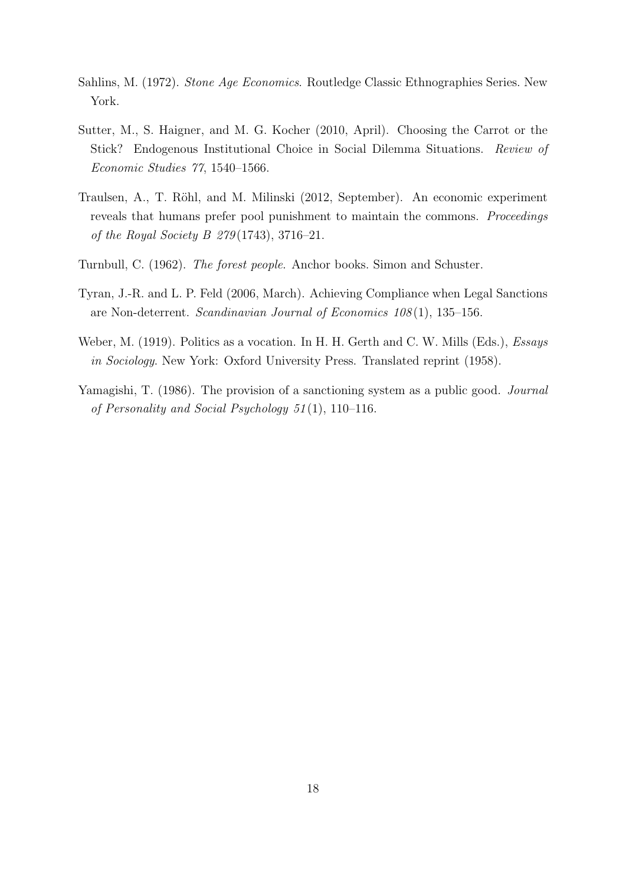Sahlins, M. (1972). *Stone Age Economics*. Routledge Classic Ethnographies Series. New York.

Sutter, M., S. Haigner, and M. G. Kocher (2010, April). Choosing the Carrot or the Stick? Endogenous Institutional Choice in Social Dilemma Situations. *Review of Economic Studies 77*, 1540–1566.

Traulsen, A., T. Röhl, and M. Milinski (2012, September). An economic experiment reveals that humans prefer pool punishment to maintain the commons. *Proceedings of the Royal Society B 279*(1743), 3716–21.

Turnbull, C. (1962). *The forest people*. Anchor books. Simon and Schuster.

Tyran, J.-R. and L. P. Feld (2006, March). Achieving Compliance when Legal Sanctions are Non-deterrent. *Scandinavian Journal of Economics 108*(1), 135–156.

Weber, M. (1919). Politics as a vocation. In H. H. Gerth and C. W. Mills (Eds.), *Essays in Sociology*. New York: Oxford University Press. Translated reprint (1958).

Yamagishi, T. (1986). The provision of a sanctioning system as a public good. *Journal of Personality and Social Psychology 51*(1), 110–116.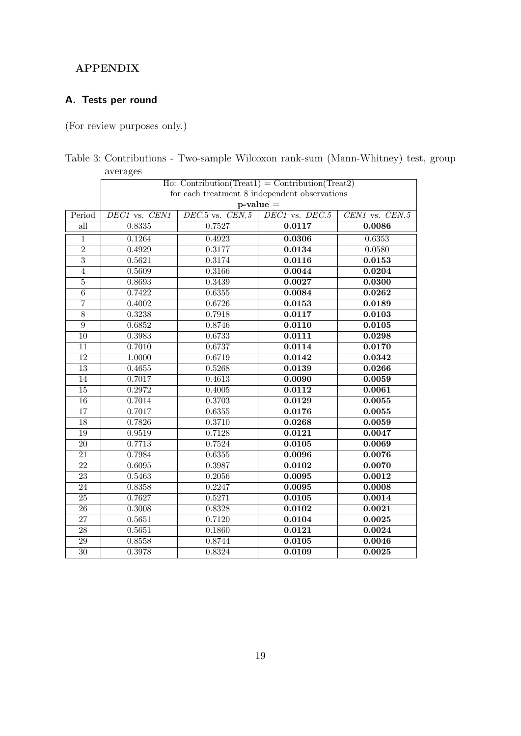## APPENDIX

### A. Tests per round

(For review purposes only.)

Table 3: Contributions - Two-sample Wilcoxon rank-sum (Mann-Whitney) test, group averages

| | Ho: Contribution(Treat1) = Contribution(Treat2) for each treatment 8 independent observations **p-value =** | | | |
|---|---|---|---|---|
| Period | *DEC1* vs. *CEN1* | *DEC.5* vs. *CEN.5* | *DEC1* vs. *DEC.5* | *CEN1* vs. *CEN.5* |
| all | 0.8335 | 0.7527 | **0.0117** | **0.0086** |
| 1 | 0.1264 | 0.4923 | **0.0306** | 0.6353 |
| 2 | 0.4929 | 0.3177 | **0.0134** | 0.0580 |
| 3 | 0.5621 | 0.3174 | **0.0116** | **0.0153** |
| 4 | 0.5609 | 0.3166 | **0.0044** | **0.0204** |
| 5 | 0.8693 | 0.3439 | **0.0027** | **0.0300** |
| 6 | 0.7422 | 0.6355 | **0.0084** | **0.0262** |
| 7 | 0.4002 | 0.6726 | **0.0153** | **0.0189** |
| 8 | 0.3238 | 0.7918 | **0.0117** | **0.0103** |
| 9 | 0.6852 | 0.8746 | **0.0110** | **0.0105** |
| 10 | 0.3983 | 0.6733 | **0.0111** | **0.0298** |
| 11 | 0.7010 | 0.6737 | **0.0114** | **0.0170** |
| 12 | 1.0000 | 0.6719 | **0.0142** | **0.0342** |
| 13 | 0.4655 | 0.5268 | **0.0139** | **0.0266** |
| 14 | 0.7017 | 0.4613 | **0.0090** | **0.0059** |
| 15 | 0.2972 | 0.4005 | **0.0112** | **0.0061** |
| 16 | 0.7014 | 0.3703 | **0.0129** | **0.0055** |
| 17 | 0.7017 | 0.6355 | **0.0176** | **0.0055** |
| 18 | 0.7826 | 0.3710 | **0.0268** | **0.0059** |
| 19 | 0.9519 | 0.7128 | **0.0121** | **0.0047** |
| 20 | 0.7713 | 0.7524 | **0.0105** | **0.0069** |
| 21 | 0.7984 | 0.6355 | **0.0096** | **0.0076** |
| 22 | 0.6095 | 0.3987 | **0.0102** | **0.0070** |
| 23 | 0.5463 | 0.2056 | **0.0095** | **0.0012** |
| 24 | 0.8358 | 0.2247 | **0.0095** | **0.0008** |
| 25 | 0.7627 | 0.5271 | **0.0105** | **0.0014** |
| 26 | 0.3008 | 0.8328 | **0.0102** | **0.0021** |
| 27 | 0.5651 | 0.7120 | **0.0104** | **0.0025** |
| 28 | 0.5651 | 0.1860 | **0.0121** | **0.0024** |
| 29 | 0.8558 | 0.8744 | **0.0105** | **0.0046** |
| 30 | 0.3978 | 0.8324 | **0.0109** | **0.0025** |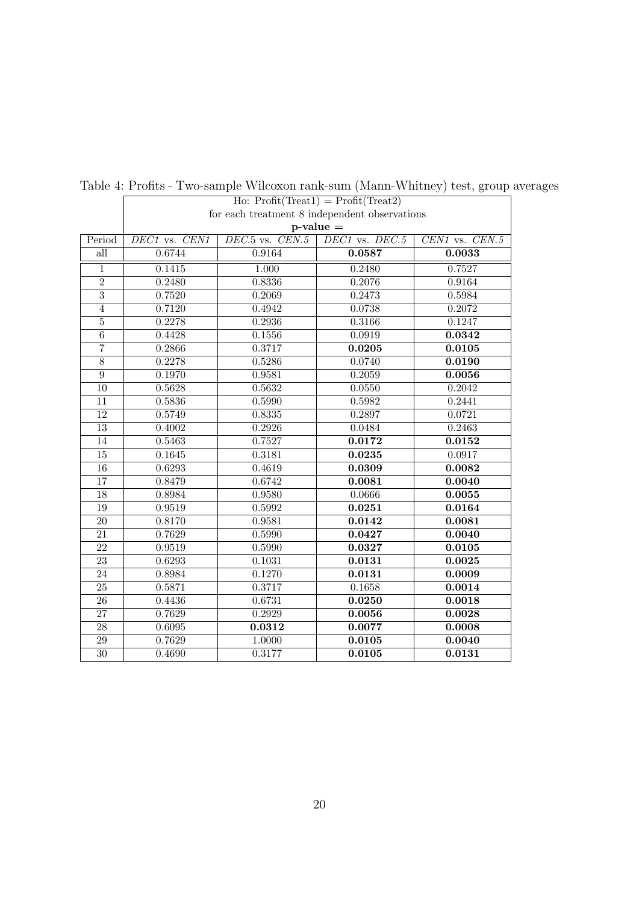Table 4: Profits - Two-sample Wilcoxon rank-sum (Mann-Whitney) test, group averages

| | Ho: Profit(Treat1) = Profit(Treat2) for each treatment 8 independent observations **p-value =** | | | |
|---|---|---|---|---|
| Period | *DEC1* vs. *CEN1* | *DEC.5* vs. *CEN.5* | *DEC1* vs. *DEC.5* | *CEN1* vs. *CEN.5* |
| all | 0.6744 | 0.9164 | **0.0587** | **0.0033** |
| 1 | 0.1415 | 1.000 | 0.2480 | 0.7527 |
| 2 | 0.2480 | 0.8336 | 0.2076 | 0.9164 |
| 3 | 0.7520 | 0.2069 | 0.2473 | 0.5984 |
| 4 | 0.7120 | 0.4942 | 0.0738 | 0.2072 |
| 5 | 0.2278 | 0.2936 | 0.3166 | 0.1247 |
| 6 | 0.4428 | 0.1556 | 0.0919 | **0.0342** |
| 7 | 0.2866 | 0.3717 | **0.0205** | **0.0105** |
| 8 | 0.2278 | 0.5286 | 0.0740 | **0.0190** |
| 9 | 0.1970 | 0.9581 | 0.2059 | **0.0056** |
| 10 | 0.5628 | 0.5632 | 0.0550 | 0.2042 |
| 11 | 0.5836 | 0.5990 | 0.5982 | 0.2441 |
| 12 | 0.5749 | 0.8335 | 0.2897 | 0.0721 |
| 13 | 0.4002 | 0.2926 | 0.0484 | 0.2463 |
| 14 | 0.5463 | 0.7527 | **0.0172** | **0.0152** |
| 15 | 0.1645 | 0.3181 | **0.0235** | 0.0917 |
| 16 | 0.6293 | 0.4619 | **0.0309** | **0.0082** |
| 17 | 0.8479 | 0.6742 | **0.0081** | **0.0040** |
| 18 | 0.8984 | 0.9580 | 0.0666 | **0.0055** |
| 19 | 0.9519 | 0.5992 | **0.0251** | **0.0164** |
| 20 | 0.8170 | 0.9581 | **0.0142** | **0.0081** |
| 21 | 0.7629 | 0.5990 | **0.0427** | **0.0040** |
| 22 | 0.9519 | 0.5990 | **0.0327** | **0.0105** |
| 23 | 0.6293 | 0.1031 | **0.0131** | **0.0025** |
| 24 | 0.8984 | 0.1270 | **0.0131** | **0.0009** |
| 25 | 0.5871 | 0.3717 | 0.1658 | **0.0014** |
| 26 | 0.4436 | 0.6731 | **0.0250** | **0.0018** |
| 27 | 0.7629 | 0.2929 | **0.0056** | **0.0028** |
| 28 | 0.6095 | **0.0312** | **0.0077** | **0.0008** |
| 29 | 0.7629 | 1.0000 | **0.0105** | **0.0040** |
| 30 | 0.4690 | 0.3177 | **0.0105** | **0.0131** |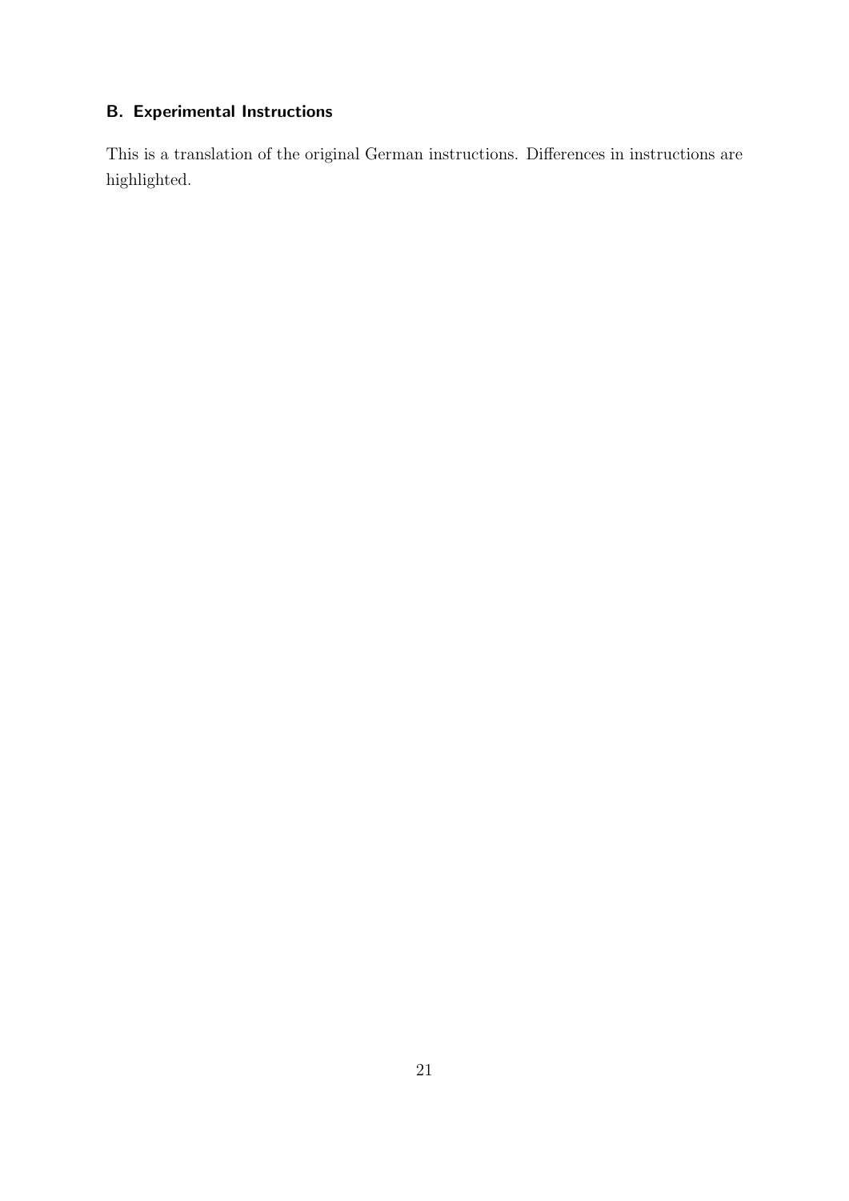## B. Experimental Instructions

This is a translation of the original German instructions. Differences in instructions are highlighted.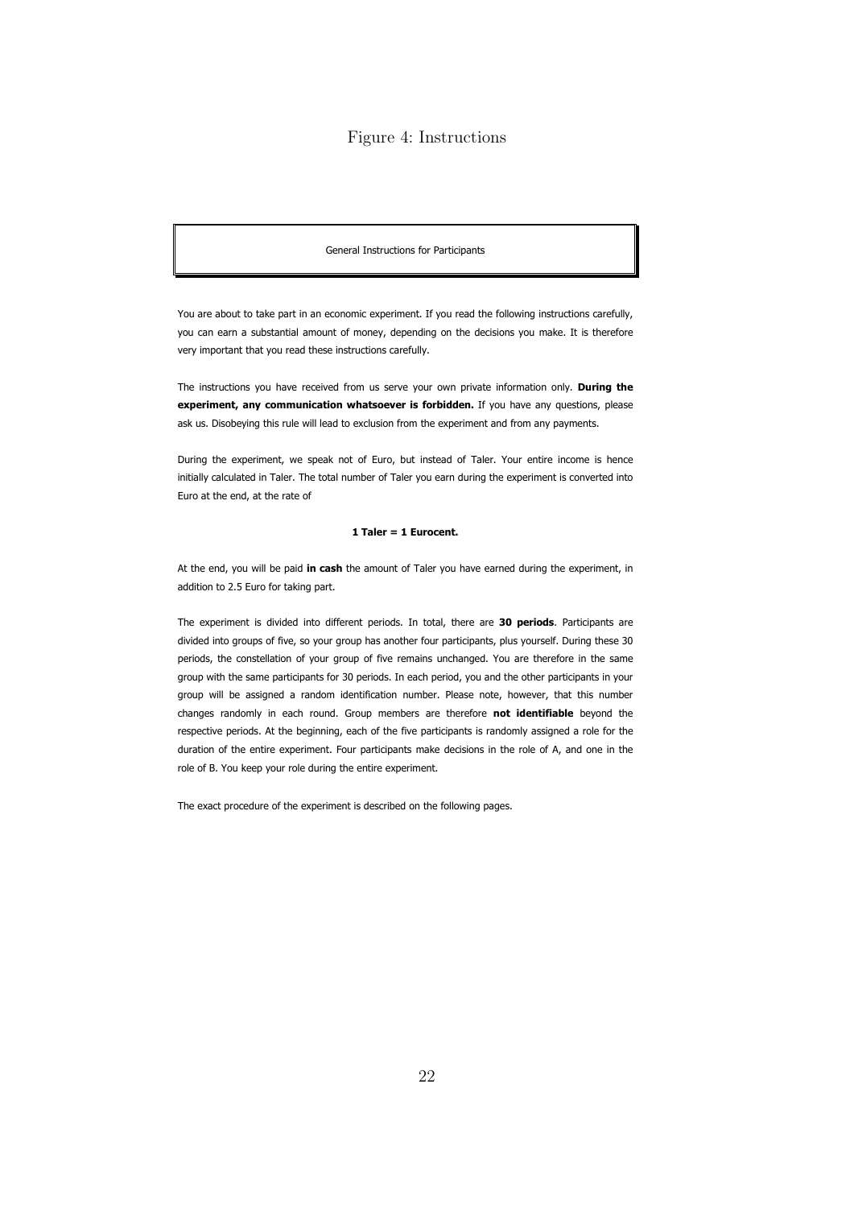Figure 4: Instructions

General Instructions for Participants

You are about to take part in an economic experiment. If you read the following instructions carefully, you can earn a substantial amount of money, depending on the decisions you make. It is therefore very important that you read these instructions carefully.

The instructions you have received from us serve your own private information only. **During the experiment, any communication whatsoever is forbidden.** If you have any questions, please ask us. Disobeying this rule will lead to exclusion from the experiment and from any payments.

During the experiment, we speak not of Euro, but instead of Taler. Your entire income is hence initially calculated in Taler. The total number of Taler you earn during the experiment is converted into Euro at the end, at the rate of

**1 Taler = 1 Eurocent.**

At the end, you will be paid **in cash** the amount of Taler you have earned during the experiment, in addition to 2.5 Euro for taking part.

The experiment is divided into different periods. In total, there are **30 periods**. Participants are divided into groups of five, so your group has another four participants, plus yourself. During these 30 periods, the constellation of your group of five remains unchanged. You are therefore in the same group with the same participants for 30 periods. In each period, you and the other participants in your group will be assigned a random identification number. Please note, however, that this number changes randomly in each round. Group members are therefore **not identifiable** beyond the respective periods. At the beginning, each of the five participants is randomly assigned a role for the duration of the entire experiment. Four participants make decisions in the role of A, and one in the role of B. You keep your role during the entire experiment.

The exact procedure of the experiment is described on the following pages.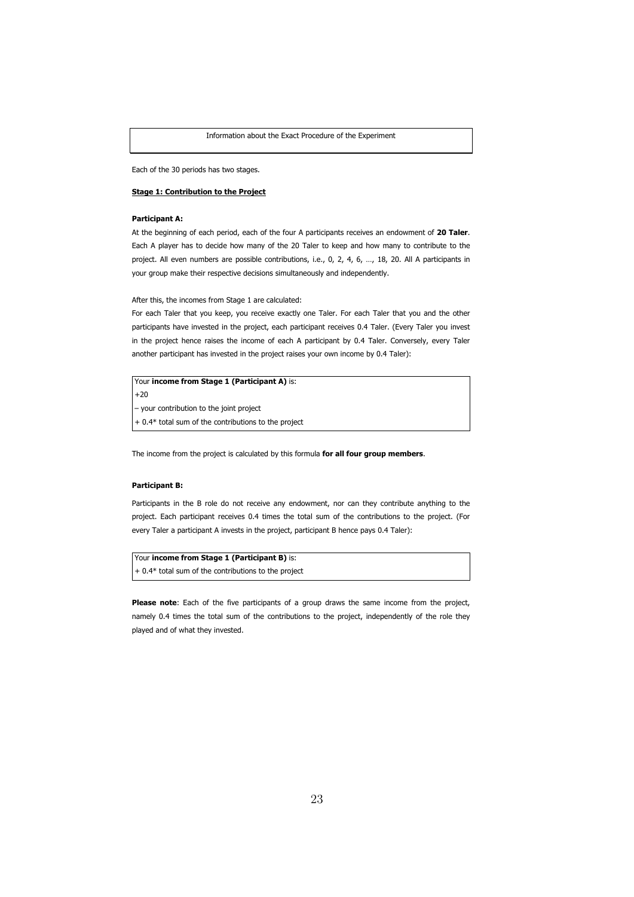Information about the Exact Procedure of the Experiment

Each of the 30 periods has two stages.

**Stage 1: Contribution to the Project**

**Participant A:**

At the beginning of each period, each of the four A participants receives an endowment of **20 Taler**. Each A player has to decide how many of the 20 Taler to keep and how many to contribute to the project. All even numbers are possible contributions, i.e., 0, 2, 4, 6, …, 18, 20. All A participants in your group make their respective decisions simultaneously and independently.

After this, the incomes from Stage 1 are calculated:

For each Taler that you keep, you receive exactly one Taler. For each Taler that you and the other participants have invested in the project, each participant receives 0.4 Taler. (Every Taler you invest in the project hence raises the income of each A participant by 0.4 Taler. Conversely, every Taler another participant has invested in the project raises your own income by 0.4 Taler):

| Your **income from Stage 1 (Participant A)** is: |
|---|
| +20 |
| – your contribution to the joint project |
| + 0.4* total sum of the contributions to the project |

The income from the project is calculated by this formula **for all four group members**.

**Participant B:**

Participants in the B role do not receive any endowment, nor can they contribute anything to the project. Each participant receives 0.4 times the total sum of the contributions to the project. (For every Taler a participant A invests in the project, participant B hence pays 0.4 Taler):

| Your **income from Stage 1 (Participant B)** is: |
|---|
| + 0.4* total sum of the contributions to the project |

**Please note**: Each of the five participants of a group draws the same income from the project, namely 0.4 times the total sum of the contributions to the project, independently of the role they played and of what they invested.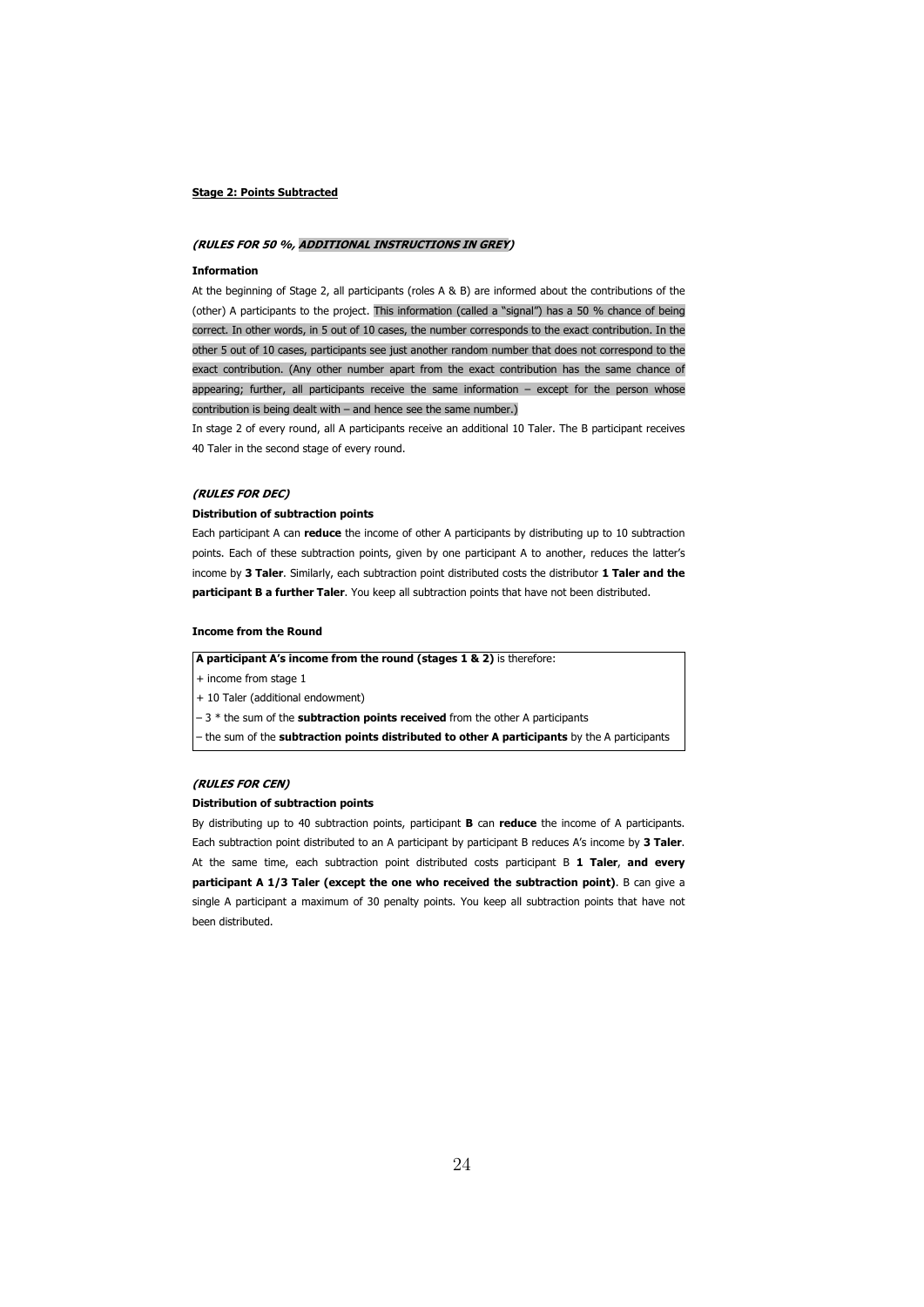**Stage 2: Points Subtracted**

***(RULES FOR 50 %, ADDITIONAL INSTRUCTIONS IN GREY)***

**Information**

At the beginning of Stage 2, all participants (roles A & B) are informed about the contributions of the (other) A participants to the project. This information (called a "signal") has a 50 % chance of being correct. In other words, in 5 out of 10 cases, the number corresponds to the exact contribution. In the other 5 out of 10 cases, participants see just another random number that does not correspond to the exact contribution. (Any other number apart from the exact contribution has the same chance of appearing; further, all participants receive the same information – except for the person whose contribution is being dealt with – and hence see the same number.)

In stage 2 of every round, all A participants receive an additional 10 Taler. The B participant receives 40 Taler in the second stage of every round.

***(RULES FOR DEC)***

**Distribution of subtraction points**

Each participant A can **reduce** the income of other A participants by distributing up to 10 subtraction points. Each of these subtraction points, given by one participant A to another, reduces the latter's income by **3 Taler**. Similarly, each subtraction point distributed costs the distributor **1 Taler and the participant B a further Taler**. You keep all subtraction points that have not been distributed.

**Income from the Round**

| **A participant A's income from the round (stages 1 & 2)** is therefore: |
|---|
| + income from stage 1 |
| + 10 Taler (additional endowment) |
| – 3 * the sum of the **subtraction points received** from the other A participants |
| – the sum of the **subtraction points distributed to other A participants** by the A participants |

***(RULES FOR CEN)***

**Distribution of subtraction points**

By distributing up to 40 subtraction points, participant **B** can **reduce** the income of A participants. Each subtraction point distributed to an A participant by participant B reduces A's income by **3 Taler**. At the same time, each subtraction point distributed costs participant B **1 Taler**, **and every participant A 1/3 Taler (except the one who received the subtraction point)**. B can give a single A participant a maximum of 30 penalty points. You keep all subtraction points that have not been distributed.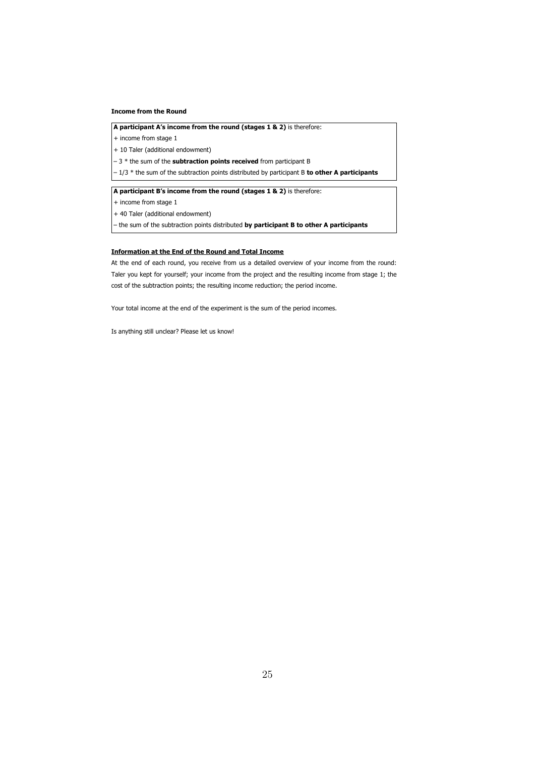**Income from the Round**

**A participant A's income from the round (stages 1 & 2)** is therefore:

+ income from stage 1

+ 10 Taler (additional endowment)

– 3 * the sum of the **subtraction points received** from participant B

– 1/3 * the sum of the subtraction points distributed by participant B **to other A participants**

**A participant B's income from the round (stages 1 & 2)** is therefore:

+ income from stage 1

+ 40 Taler (additional endowment)

– the sum of the subtraction points distributed **by participant B to other A participants**

**Information at the End of the Round and Total Income**

At the end of each round, you receive from us a detailed overview of your income from the round: Taler you kept for yourself; your income from the project and the resulting income from stage 1; the cost of the subtraction points; the resulting income reduction; the period income.

Your total income at the end of the experiment is the sum of the period incomes.

Is anything still unclear? Please let us know!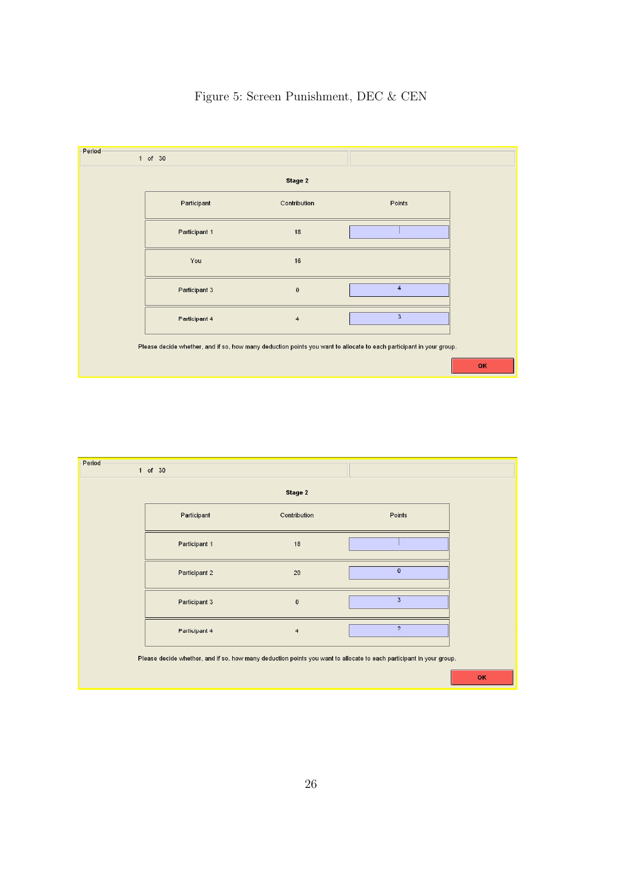Figure 5: Screen Punishment, DEC & CEN

Period
1 of 30

Stage 2

| Participant | Contribution | Points |
| --- | --- | --- |
| Participant 1 | 18 | |
| You | 16 | |
| Participant 3 | 0 | 4 |
| Participant 4 | 4 | 3 |

Please decide whether, and if so, how many deduction points you want to allocate to each participant in your group.

OK

Period
1 of 30

Stage 2

| Participant | Contribution | Points |
| --- | --- | --- |
| Participant 1 | 18 | |
| Participant 2 | 20 | 0 |
| Participant 3 | 0 | 3 |
| Participant 4 | 4 | 2 |

Please decide whether, and if so, how many deduction points you want to allocate to each participant in your group.

OK